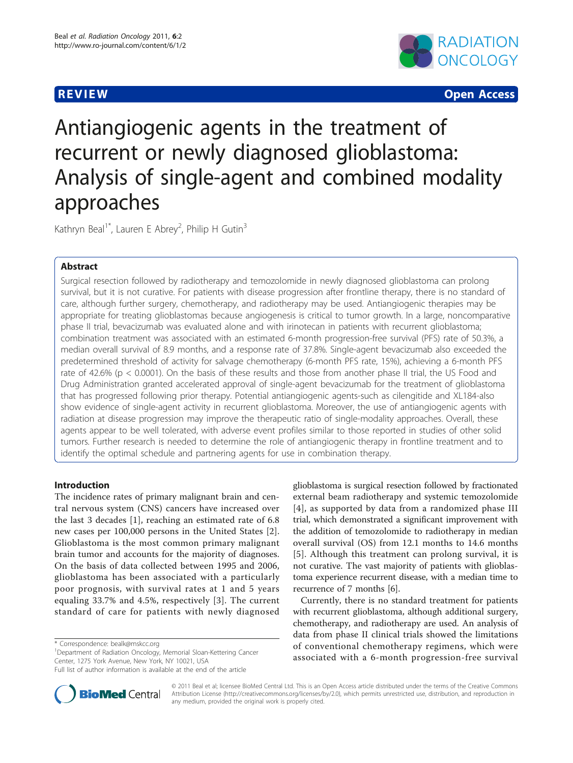REVIEW Open Access

# Antiangiogenic agents in the treatment of recurrent or newly diagnosed glioblastoma: Analysis of single-agent and combined modality approaches

Kathryn Beal[1*], Lauren E Abrey[2], Philip H Gutin[3]

## Abstract

Surgical resection followed by radiotherapy and temozolomide in newly diagnosed glioblastoma can prolong survival, but it is not curative. For patients with disease progression after frontline therapy, there is no standard of care, although further surgery, chemotherapy, and radiotherapy may be used. Antiangiogenic therapies may be appropriate for treating glioblastomas because angiogenesis is critical to tumor growth. In a large, noncomparative phase II trial, bevacizumab was evaluated alone and with irinotecan in patients with recurrent glioblastoma; combination treatment was associated with an estimated 6-month progression-free survival (PFS) rate of 50.3%, a median overall survival of 8.9 months, and a response rate of 37.8%. Single-agent bevacizumab also exceeded the predetermined threshold of activity for salvage chemotherapy (6-month PFS rate, 15%), achieving a 6-month PFS rate of 42.6% ($p < 0.0001$). On the basis of these results and those from another phase II trial, the US Food and Drug Administration granted accelerated approval of single-agent bevacizumab for the treatment of glioblastoma that has progressed following prior therapy. Potential antiangiogenic agents-such as cilengitide and XL184-also show evidence of single-agent activity in recurrent glioblastoma. Moreover, the use of antiangiogenic agents with radiation at disease progression may improve the therapeutic ratio of single-modality approaches. Overall, these agents appear to be well tolerated, with adverse event profiles similar to those reported in studies of other solid tumors. Further research is needed to determine the role of antiangiogenic therapy in frontline treatment and to identify the optimal schedule and partnering agents for use in combination therapy.

## Introduction

The incidence rates of primary malignant brain and central nervous system (CNS) cancers have increased over the last 3 decades [1], reaching an estimated rate of 6.8 new cases per 100,000 persons in the United States [2]. Glioblastoma is the most common primary malignant brain tumor and accounts for the majority of diagnoses. On the basis of data collected between 1995 and 2006, glioblastoma has been associated with a particularly poor prognosis, with survival rates at 1 and 5 years equaling 33.7% and 4.5%, respectively [3]. The current standard of care for patients with newly diagnosed glioblastoma is surgical resection followed by fractionated external beam radiotherapy and systemic temozolomide [4], as supported by data from a randomized phase III trial, which demonstrated a significant improvement with the addition of temozolomide to radiotherapy in median overall survival (OS) from 12.1 months to 14.6 months [5]. Although this treatment can prolong survival, it is not curative. The vast majority of patients with glioblastoma experience recurrent disease, with a median time to recurrence of 7 months [6].

Currently, there is no standard treatment for patients with recurrent glioblastoma, although additional surgery, chemotherapy, and radiotherapy are used. An analysis of data from phase II clinical trials showed the limitations of conventional chemotherapy regimens, which were associated with a 6-month progression-free survival

\* Correspondence: bealk@mskcc.org

[1]Department of Radiation Oncology, Memorial Sloan-Kettering Cancer Center, 1275 York Avenue, New York, NY 10021, USA

Full list of author information is available at the end of the article

© 2011 Beal et al; licensee BioMed Central Ltd. This is an Open Access article distributed under the terms of the Creative Commons Attribution License (http://creativecommons.org/licenses/by/2.0), which permits unrestricted use, distribution, and reproduction in any medium, provided the original work is properly cited.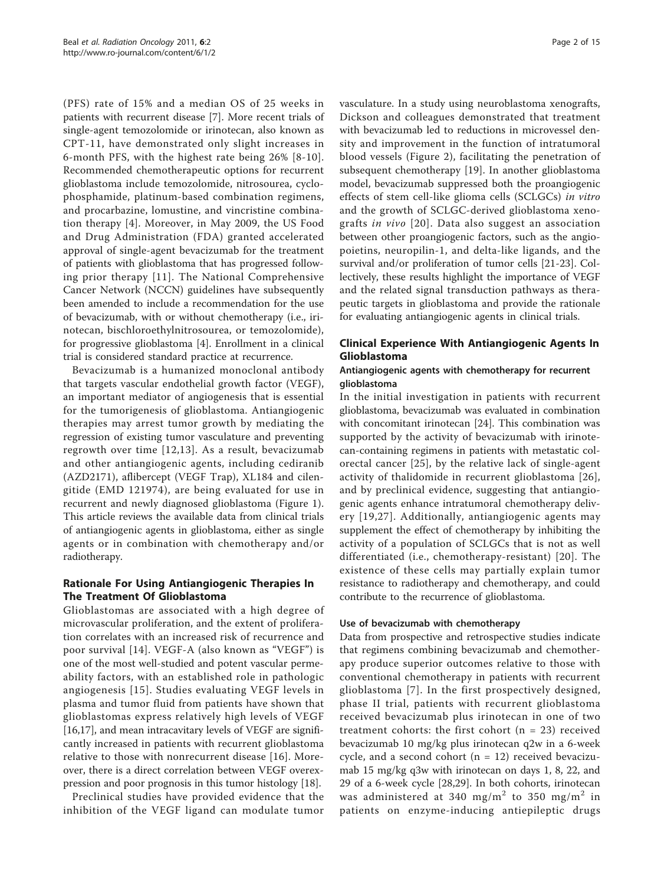(PFS) rate of 15% and a median OS of 25 weeks in patients with recurrent disease [7]. More recent trials of single-agent temozolomide or irinotecan, also known as CPT-11, have demonstrated only slight increases in 6-month PFS, with the highest rate being 26% [8-10]. Recommended chemotherapeutic options for recurrent glioblastoma include temozolomide, nitrosourea, cyclophosphamide, platinum-based combination regimens, and procarbazine, lomustine, and vincristine combination therapy [4]. Moreover, in May 2009, the US Food and Drug Administration (FDA) granted accelerated approval of single-agent bevacizumab for the treatment of patients with glioblastoma that has progressed following prior therapy [11]. The National Comprehensive Cancer Network (NCCN) guidelines have subsequently been amended to include a recommendation for the use of bevacizumab, with or without chemotherapy (i.e., irinotecan, bischloroethylnitrosourea, or temozolomide), for progressive glioblastoma [4]. Enrollment in a clinical trial is considered standard practice at recurrence.

Bevacizumab is a humanized monoclonal antibody that targets vascular endothelial growth factor (VEGF), an important mediator of angiogenesis that is essential for the tumorigenesis of glioblastoma. Antiangiogenic therapies may arrest tumor growth by mediating the regression of existing tumor vasculature and preventing regrowth over time [12,13]. As a result, bevacizumab and other antiangiogenic agents, including cediranib (AZD2171), aflibercept (VEGF Trap), XL184 and cilengitide (EMD 121974), are being evaluated for use in recurrent and newly diagnosed glioblastoma (Figure 1). This article reviews the available data from clinical trials of antiangiogenic agents in glioblastoma, either as single agents or in combination with chemotherapy and/or radiotherapy.

## Rationale For Using Antiangiogenic Therapies In The Treatment Of Glioblastoma

Glioblastomas are associated with a high degree of microvascular proliferation, and the extent of proliferation correlates with an increased risk of recurrence and poor survival [14]. VEGF-A (also known as "VEGF") is one of the most well-studied and potent vascular permeability factors, with an established role in pathologic angiogenesis [15]. Studies evaluating VEGF levels in plasma and tumor fluid from patients have shown that glioblastomas express relatively high levels of VEGF [16,17], and mean intracavitary levels of VEGF are significantly increased in patients with recurrent glioblastoma relative to those with nonrecurrent disease [16]. Moreover, there is a direct correlation between VEGF overexpression and poor prognosis in this tumor histology [18].

Preclinical studies have provided evidence that the inhibition of the VEGF ligand can modulate tumor vasculature. In a study using neuroblastoma xenografts, Dickson and colleagues demonstrated that treatment with bevacizumab led to reductions in microvessel density and improvement in the function of intratumoral blood vessels (Figure 2), facilitating the penetration of subsequent chemotherapy [19]. In another glioblastoma model, bevacizumab suppressed both the proangiogenic effects of stem cell-like glioma cells (SCLGCs) *in vitro* and the growth of SCLGC-derived glioblastoma xenografts *in vivo* [20]. Data also suggest an association between other proangiogenic factors, such as the angiopoietins, neuropilin-1, and delta-like ligands, and the survival and/or proliferation of tumor cells [21-23]. Collectively, these results highlight the importance of VEGF and the related signal transduction pathways as therapeutic targets in glioblastoma and provide the rationale for evaluating antiangiogenic agents in clinical trials.

## Clinical Experience With Antiangiogenic Agents In Glioblastoma

### Antiangiogenic agents with chemotherapy for recurrent glioblastoma

In the initial investigation in patients with recurrent glioblastoma, bevacizumab was evaluated in combination with concomitant irinotecan [24]. This combination was supported by the activity of bevacizumab with irinotecan-containing regimens in patients with metastatic colorectal cancer [25], by the relative lack of single-agent activity of thalidomide in recurrent glioblastoma [26], and by preclinical evidence, suggesting that antiangiogenic agents enhance intratumoral chemotherapy delivery [19,27]. Additionally, antiangiogenic agents may supplement the effect of chemotherapy by inhibiting the activity of a population of SCLGCs that is not as well differentiated (i.e., chemotherapy-resistant) [20]. The existence of these cells may partially explain tumor resistance to radiotherapy and chemotherapy, and could contribute to the recurrence of glioblastoma.

#### Use of bevacizumab with chemotherapy

Data from prospective and retrospective studies indicate that regimens combining bevacizumab and chemotherapy produce superior outcomes relative to those with conventional chemotherapy in patients with recurrent glioblastoma [7]. In the first prospectively designed, phase II trial, patients with recurrent glioblastoma received bevacizumab plus irinotecan in one of two treatment cohorts: the first cohort (n = 23) received bevacizumab 10 mg/kg plus irinotecan q2w in a 6-week cycle, and a second cohort (n = 12) received bevacizumab 15 mg/kg q3w with irinotecan on days 1, 8, 22, and 29 of a 6-week cycle [28,29]. In both cohorts, irinotecan was administered at 340 $mg/m^2$ to 350 $mg/m^2$ in patients on enzyme-inducing antiepileptic drugs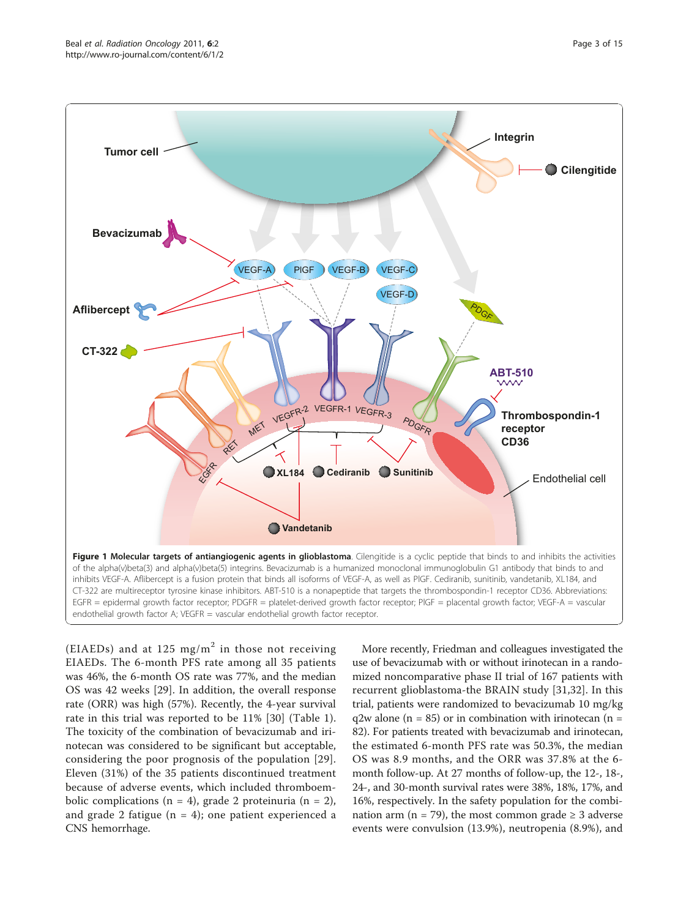**Figure 1 Molecular targets of antiangiogenic agents in glioblastoma**. Cilengitide is a cyclic peptide that binds to and inhibits the activities of the alpha(v)beta(3) and alpha(v)beta(5) integrins. Bevacizumab is a humanized monoclonal immunoglobulin G1 antibody that binds to and inhibits VEGF-A. Aflibercept is a fusion protein that binds all isoforms of VEGF-A, as well as PlGF. Cediranib, sunitinib, vandetanib, XL184, and CT-322 are multireceptor tyrosine kinase inhibitors. ABT-510 is a nonapeptide that targets the thrombospondin-1 receptor CD36. Abbreviations: EGFR = epidermal growth factor receptor; PDGFR = platelet-derived growth factor receptor; PlGF = placental growth factor; VEGF-A = vascular endothelial growth factor A; VEGFR = vascular endothelial growth factor receptor.

(EIAEDs) and at 125 mg/$m^2$ in those not receiving EIAEDs. The 6-month PFS rate among all 35 patients was 46%, the 6-month OS rate was 77%, and the median OS was 42 weeks [29]. In addition, the overall response rate (ORR) was high (57%). Recently, the 4-year survival rate in this trial was reported to be 11% [30] (Table 1). The toxicity of the combination of bevacizumab and irinotecan was considered to be significant but acceptable, considering the poor prognosis of the population [29]. Eleven (31%) of the 35 patients discontinued treatment because of adverse events, which included thromboembolic complications (n = 4), grade 2 proteinuria (n = 2), and grade 2 fatigue (n = 4); one patient experienced a CNS hemorrhage.

More recently, Friedman and colleagues investigated the use of bevacizumab with or without irinotecan in a randomized noncomparative phase II trial of 167 patients with recurrent glioblastoma-the BRAIN study [31,32]. In this trial, patients were randomized to bevacizumab 10 mg/kg q2w alone (n = 85) or in combination with irinotecan (n = 82). For patients treated with bevacizumab and irinotecan, the estimated 6-month PFS rate was 50.3%, the median OS was 8.9 months, and the ORR was 37.8% at the 6-month follow-up. At 27 months of follow-up, the 12-, 18-, 24-, and 30-month survival rates were 38%, 18%, 17%, and 16%, respectively. In the safety population for the combination arm (n = 79), the most common grade ≥ 3 adverse events were convulsion (13.9%), neutropenia (8.9%), and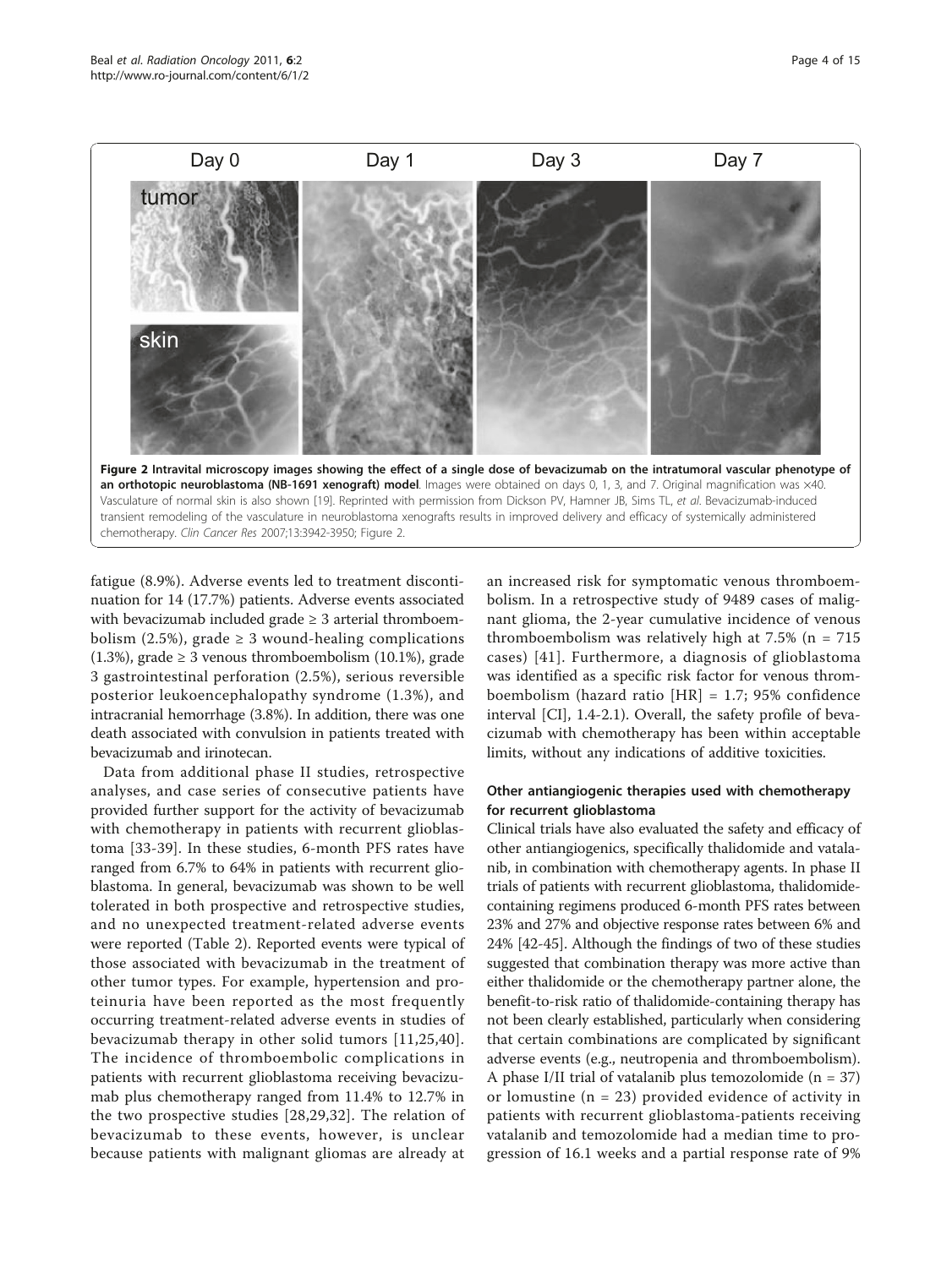**Figure 2 Intravital microscopy images showing the effect of a single dose of bevacizumab on the intratumoral vascular phenotype of an orthotopic neuroblastoma (NB-1691 xenograft) model**. Images were obtained on days 0, 1, 3, and 7. Original magnification was ×40. Vasculature of normal skin is also shown [19]. Reprinted with permission from Dickson PV, Hamner JB, Sims TL, *et al*. Bevacizumab-induced transient remodeling of the vasculature in neuroblastoma xenografts results in improved delivery and efficacy of systemically administered chemotherapy. *Clin Cancer Res* 2007;13:3942-3950; Figure 2.

fatigue (8.9%). Adverse events led to treatment discontinuation for 14 (17.7%) patients. Adverse events associated with bevacizumab included grade ≥ 3 arterial thromboembolism (2.5%), grade ≥ 3 wound-healing complications (1.3%), grade ≥ 3 venous thromboembolism (10.1%), grade 3 gastrointestinal perforation (2.5%), serious reversible posterior leukoencephalopathy syndrome (1.3%), and intracranial hemorrhage (3.8%). In addition, there was one death associated with convulsion in patients treated with bevacizumab and irinotecan.

Data from additional phase II studies, retrospective analyses, and case series of consecutive patients have provided further support for the activity of bevacizumab with chemotherapy in patients with recurrent glioblastoma [33-39]. In these studies, 6-month PFS rates have ranged from 6.7% to 64% in patients with recurrent glioblastoma. In general, bevacizumab was shown to be well tolerated in both prospective and retrospective studies, and no unexpected treatment-related adverse events were reported (Table 2). Reported events were typical of those associated with bevacizumab in the treatment of other tumor types. For example, hypertension and proteinuria have been reported as the most frequently occurring treatment-related adverse events in studies of bevacizumab therapy in other solid tumors [11,25,40]. The incidence of thromboembolic complications in patients with recurrent glioblastoma receiving bevacizumab plus chemotherapy ranged from 11.4% to 12.7% in the two prospective studies [28,29,32]. The relation of bevacizumab to these events, however, is unclear because patients with malignant gliomas are already at an increased risk for symptomatic venous thromboembolism. In a retrospective study of 9489 cases of malignant glioma, the 2-year cumulative incidence of venous thromboembolism was relatively high at 7.5% (n = 715 cases) [41]. Furthermore, a diagnosis of glioblastoma was identified as a specific risk factor for venous thromboembolism (hazard ratio [HR] = 1.7; 95% confidence interval [CI], 1.4-2.1). Overall, the safety profile of bevacizumab with chemotherapy has been within acceptable limits, without any indications of additive toxicities.

### Other antiangiogenic therapies used with chemotherapy for recurrent glioblastoma

Clinical trials have also evaluated the safety and efficacy of other antiangiogenics, specifically thalidomide and vatalanib, in combination with chemotherapy agents. In phase II trials of patients with recurrent glioblastoma, thalidomide-containing regimens produced 6-month PFS rates between 23% and 27% and objective response rates between 6% and 24% [42-45]. Although the findings of two of these studies suggested that combination therapy was more active than either thalidomide or the chemotherapy partner alone, the benefit-to-risk ratio of thalidomide-containing therapy has not been clearly established, particularly when considering that certain combinations are complicated by significant adverse events (e.g., neutropenia and thromboembolism). A phase I/II trial of vatalanib plus temozolomide (n = 37) or lomustine (n = 23) provided evidence of activity in patients with recurrent glioblastoma-patients receiving vatalanib and temozolomide had a median time to progression of 16.1 weeks and a partial response rate of 9%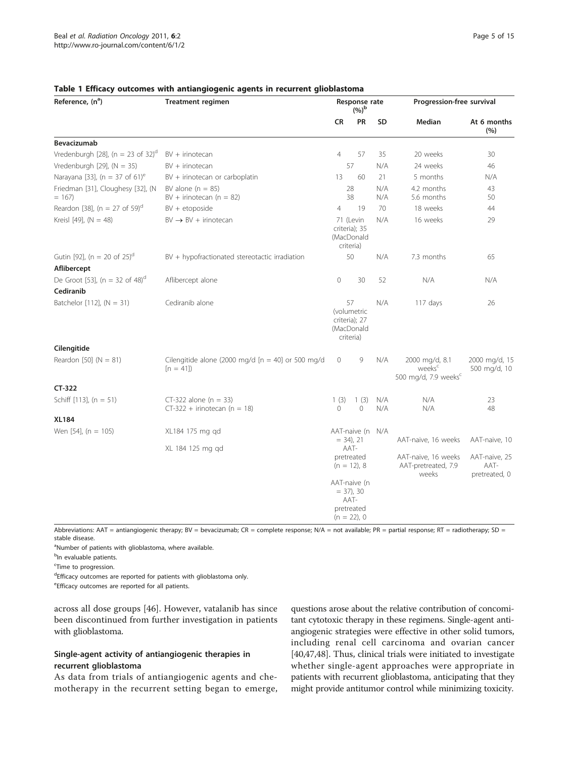**Table 1 Efficacy outcomes with antiangiogenic agents in recurrent glioblastoma**

| Reference, (n[a]) | Treatment regimen | Response rate (%)[b] | | | Progression-free survival | |
|---|---|---|---|---|---|---|
| | | CR | PR | SD | Median | At 6 months (%) |
| **Bevacizumab** | | | | | | |
| Vredenburgh [28], (n = 23 of 32)[d] | BV + irinotecan | 4 | 57 | 35 | 20 weeks | 30 |
| Vredenburgh [29], (N = 35) | BV + irinotecan | 57 | | N/A | 24 weeks | 46 |
| Narayana [33], (n = 37 of 61)[e] | BV + irinotecan or carboplatin | 13 | 60 | 21 | 5 months | N/A |
| Friedman [31], Cloughesy [32], (N = 167) | BV alone (n = 85)<br>BV + irinotecan (n = 82) | 28<br>38 | | N/A<br>N/A | 4.2 months<br>5.6 months | 43<br>50 |
| Reardon [38], (n = 27 of 59)[d] | BV + etoposide | 4 | 19 | 70 | 18 weeks | 44 |
| Kreisl [49], (N = 48) | BV → BV + irinotecan | 71 (Levin criteria); 35 (MacDonald criteria) | | N/A | 16 weeks | 29 |
| Gutin [92], (n = 20 of 25)[d] | BV + hypofractionated stereotactic irradiation | 50 | | N/A | 7.3 months | 65 |
| **Aflibercept** | | | | | | |
| De Groot [53], (n = 32 of 48)[d] | Aflibercept alone | 0 | 30 | 52 | N/A | N/A |
| **Cediranib** | | | | | | |
| Batchelor [112], (N = 31) | Cediranib alone | 57 (volumetric criteria); 27 (MacDonald criteria) | | N/A | 117 days | 26 |
| **Cilengitide** | | | | | | |
| Reardon [50] (N = 81) | Cilengitide alone (2000 mg/d [n = 40] or 500 mg/d [n = 41]) | 0 | 9 | N/A | 2000 mg/d, 8.1 weeks[c]<br>500 mg/d, 7.9 weeks[c] | 2000 mg/d, 15<br>500 mg/d, 10 |
| **CT-322** | | | | | | |
| Schiff [113], (n = 51) | CT-322 alone (n = 33)<br>CT-322 + irinotecan (n = 18) | 1 (3)<br>0 | 1 (3)<br>0 | N/A<br>N/A | N/A<br>N/A | 23<br>48 |
| **XL184** | | | | | | |
| Wen [54], (n = 105) | XL184 175 mg qd<br>XL 184 125 mg qd | AAT-naive (n = 34), 21<br>AAT-pretreated (n = 12), 8<br>AAT-naive (n = 37), 30<br>AAT-pretreated (n = 22), 0 | | N/A | AAT-naive, 16 weeks<br>AAT-naive, 16 weeks<br>AAT-pretreated, 7.9 weeks | AAT-naive, 10<br>AAT-naive, 25<br>AAT-pretreated, 0 |

Abbreviations: AAT = antiangiogenic therapy; BV = bevacizumab; CR = complete response; N/A = not available; PR = partial response; RT = radiotherapy; SD = stable disease.

[a]Number of patients with glioblastoma, where available.

[b]In evaluable patients.

[c]Time to progression.

[d]Efficacy outcomes are reported for patients with glioblastoma only.

[e]Efficacy outcomes are reported for all patients.

across all dose groups [46]. However, vatalanib has since been discontinued from further investigation in patients with glioblastoma.

### Single-agent activity of antiangiogenic therapies in recurrent glioblastoma

As data from trials of antiangiogenic agents and chemotherapy in the recurrent setting began to emerge, questions arose about the relative contribution of concomitant cytotoxic therapy in these regimens. Single-agent antiangiogenic strategies were effective in other solid tumors, including renal cell carcinoma and ovarian cancer [40,47,48]. Thus, clinical trials were initiated to investigate whether single-agent approaches were appropriate in patients with recurrent glioblastoma, anticipating that they might provide antitumor control while minimizing toxicity.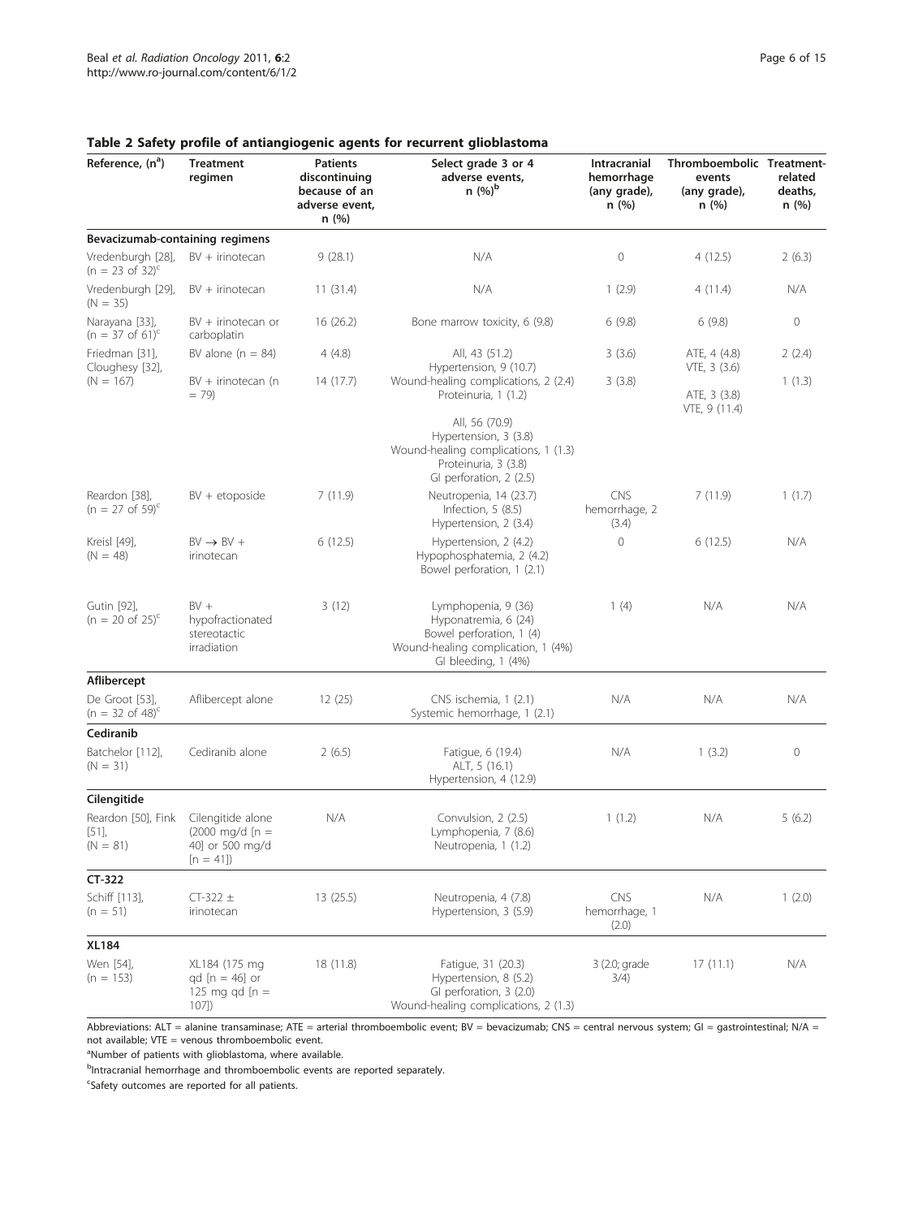**Table 2 Safety profile of antiangiogenic agents for recurrent glioblastoma**

| Reference, (n[a]) | Treatment regimen | Patients discontinuing because of an adverse event, n (%) | Select grade 3 or 4 adverse events, n (%)[b] | Intracranial hemorrhage (any grade), n (%) | Thromboembolic events (any grade), n (%) | Treatment-related deaths, n (%) |
|---|---|---|---|---|---|---|
| **Bevacizumab-containing regimens** | | | | | | |
| Vredenburgh [28], (n = 23 of 32)[c] | BV + irinotecan | 9 (28.1) | N/A | 0 | 4 (12.5) | 2 (6.3) |
| Vredenburgh [29], (N = 35) | BV + irinotecan | 11 (31.4) | N/A | 1 (2.9) | 4 (11.4) | N/A |
| Narayana [33], (n = 37 of 61)[c] | BV + irinotecan or carboplatin | 16 (26.2) | Bone marrow toxicity, 6 (9.8) | 6 (9.8) | 6 (9.8) | 0 |
| Friedman [31], Cloughesy [32], (N = 167) | BV alone (n = 84) | 4 (4.8) | All, 43 (51.2)<br>Hypertension, 9 (10.7)<br>Wound-healing complications, 2 (2.4)<br>Proteinuria, 1 (1.2) | 3 (3.6) | ATE, 4 (4.8)<br>VTE, 3 (3.6) | 2 (2.4) |
| | BV + irinotecan (n = 79) | 14 (17.7) | All, 56 (70.9)<br>Hypertension, 3 (3.8)<br>Wound-healing complications, 1 (1.3)<br>Proteinuria, 3 (3.8)<br>GI perforation, 2 (2.5) | 3 (3.8) | ATE, 3 (3.8)<br>VTE, 9 (11.4) | 1 (1.3) |
| Reardon [38], (n = 27 of 59)[c] | BV + etoposide | 7 (11.9) | Neutropenia, 14 (23.7)<br>Infection, 5 (8.5)<br>Hypertension, 2 (3.4) | CNS hemorrhage, 2 (3.4) | 7 (11.9) | 1 (1.7) |
| Kreisl [49], (N = 48) | BV → BV + irinotecan | 6 (12.5) | Hypertension, 2 (4.2)<br>Hypophosphatemia, 2 (4.2)<br>Bowel perforation, 1 (2.1) | 0 | 6 (12.5) | N/A |
| Gutin [92], (n = 20 of 25)[c] | BV + hypofractionated stereotactic irradiation | 3 (12) | Lymphopenia, 9 (36)<br>Hyponatremia, 6 (24)<br>Bowel perforation, 1 (4)<br>Wound-healing complication, 1 (4%)<br>GI bleeding, 1 (4%) | 1 (4) | N/A | N/A |
| **Aflibercept** | | | | | | |
| De Groot [53], (n = 32 of 48)[c] | Aflibercept alone | 12 (25) | CNS ischemia, 1 (2.1)<br>Systemic hemorrhage, 1 (2.1) | N/A | N/A | N/A |
| **Cediranib** | | | | | | |
| Batchelor [112], (N = 31) | Cediranib alone | 2 (6.5) | Fatigue, 6 (19.4)<br>ALT, 5 (16.1)<br>Hypertension, 4 (12.9) | N/A | 1 (3.2) | 0 |
| **Cilengitide** | | | | | | |
| Reardon [50], Fink [51], (N = 81) | Cilengitide alone (2000 mg/d [n = 40] or 500 mg/d [n = 41]) | N/A | Convulsion, 2 (2.5)<br>Lymphopenia, 7 (8.6)<br>Neutropenia, 1 (1.2) | 1 (1.2) | N/A | 5 (6.2) |
| **CT-322** | | | | | | |
| Schiff [113], (n = 51) | CT-322 ± irinotecan | 13 (25.5) | Neutropenia, 4 (7.8)<br>Hypertension, 3 (5.9) | CNS hemorrhage, 1 (2.0) | N/A | 1 (2.0) |
| **XL184** | | | | | | |
| Wen [54], (n = 153) | XL184 (175 mg qd [n = 46] or 125 mg qd [n = 107]) | 18 (11.8) | Fatigue, 31 (20.3)<br>Hypertension, 8 (5.2)<br>GI perforation, 3 (2.0)<br>Wound-healing complications, 2 (1.3) | 3 (2.0; grade 3/4) | 17 (11.1) | N/A |

Abbreviations: ALT = alanine transaminase; ATE = arterial thromboembolic event; BV = bevacizumab; CNS = central nervous system; GI = gastrointestinal; N/A = not available; VTE = venous thromboembolic event.

[a]Number of patients with glioblastoma, where available.

[b]Intracranial hemorrhage and thromboembolic events are reported separately.

[c]Safety outcomes are reported for all patients.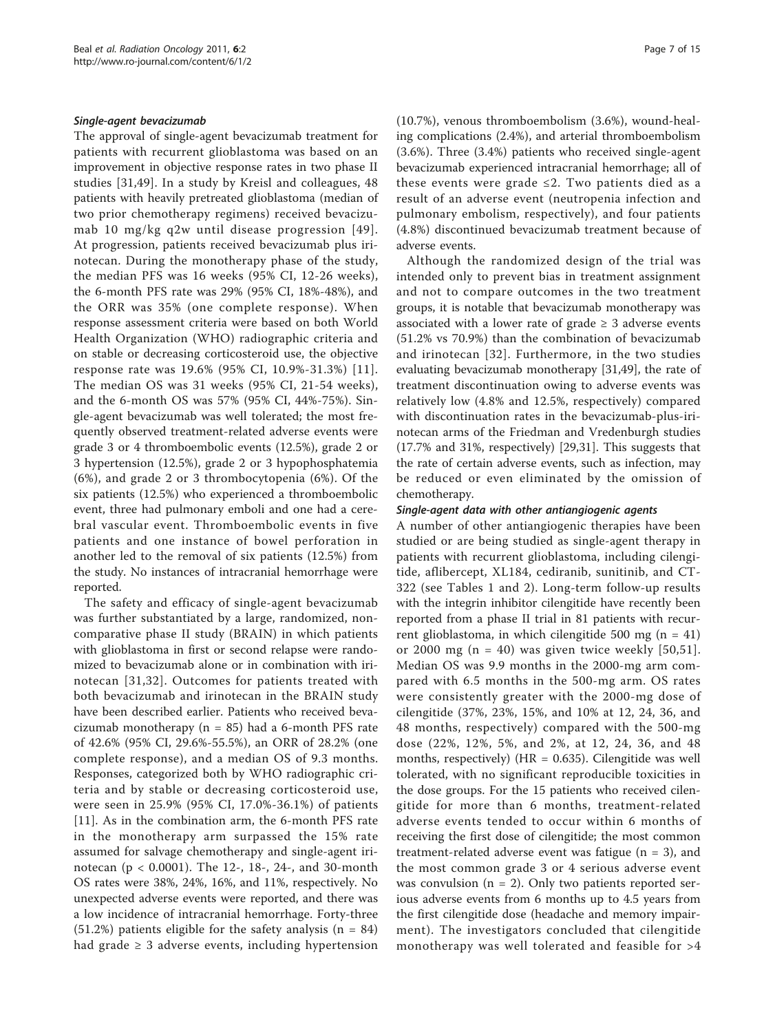### *Single-agent bevacizumab*

The approval of single-agent bevacizumab treatment for patients with recurrent glioblastoma was based on an improvement in objective response rates in two phase II studies [31,49]. In a study by Kreisl and colleagues, 48 patients with heavily pretreated glioblastoma (median of two prior chemotherapy regimens) received bevacizumab 10 mg/kg q2w until disease progression [49]. At progression, patients received bevacizumab plus irinotecan. During the monotherapy phase of the study, the median PFS was 16 weeks (95% CI, 12-26 weeks), the 6-month PFS rate was 29% (95% CI, 18%-48%), and the ORR was 35% (one complete response). When response assessment criteria were based on both World Health Organization (WHO) radiographic criteria and on stable or decreasing corticosteroid use, the objective response rate was 19.6% (95% CI, 10.9%-31.3%) [11]. The median OS was 31 weeks (95% CI, 21-54 weeks), and the 6-month OS was 57% (95% CI, 44%-75%). Single-agent bevacizumab was well tolerated; the most frequently observed treatment-related adverse events were grade 3 or 4 thromboembolic events (12.5%), grade 2 or 3 hypertension (12.5%), grade 2 or 3 hypophosphatemia (6%), and grade 2 or 3 thrombocytopenia (6%). Of the six patients (12.5%) who experienced a thromboembolic event, three had pulmonary emboli and one had a cerebral vascular event. Thromboembolic events in five patients and one instance of bowel perforation in another led to the removal of six patients (12.5%) from the study. No instances of intracranial hemorrhage were reported.

The safety and efficacy of single-agent bevacizumab was further substantiated by a large, randomized, noncomparative phase II study (BRAIN) in which patients with glioblastoma in first or second relapse were randomized to bevacizumab alone or in combination with irinotecan [31,32]. Outcomes for patients treated with both bevacizumab and irinotecan in the BRAIN study have been described earlier. Patients who received bevacizumab monotherapy (n = 85) had a 6-month PFS rate of 42.6% (95% CI, 29.6%-55.5%), an ORR of 28.2% (one complete response), and a median OS of 9.3 months. Responses, categorized both by WHO radiographic criteria and by stable or decreasing corticosteroid use, were seen in 25.9% (95% CI, 17.0%-36.1%) of patients [11]. As in the combination arm, the 6-month PFS rate in the monotherapy arm surpassed the 15% rate assumed for salvage chemotherapy and single-agent irinotecan ($p < 0.0001$). The 12-, 18-, 24-, and 30-month OS rates were 38%, 24%, 16%, and 11%, respectively. No unexpected adverse events were reported, and there was a low incidence of intracranial hemorrhage. Forty-three (51.2%) patients eligible for the safety analysis (n = 84) had grade ≥ 3 adverse events, including hypertension (10.7%), venous thromboembolism (3.6%), wound-healing complications (2.4%), and arterial thromboembolism (3.6%). Three (3.4%) patients who received single-agent bevacizumab experienced intracranial hemorrhage; all of these events were grade ≤2. Two patients died as a result of an adverse event (neutropenia infection and pulmonary embolism, respectively), and four patients (4.8%) discontinued bevacizumab treatment because of adverse events.

Although the randomized design of the trial was intended only to prevent bias in treatment assignment and not to compare outcomes in the two treatment groups, it is notable that bevacizumab monotherapy was associated with a lower rate of grade ≥ 3 adverse events (51.2% vs 70.9%) than the combination of bevacizumab and irinotecan [32]. Furthermore, in the two studies evaluating bevacizumab monotherapy [31,49], the rate of treatment discontinuation owing to adverse events was relatively low (4.8% and 12.5%, respectively) compared with discontinuation rates in the bevacizumab-plus-irinotecan arms of the Friedman and Vredenburgh studies (17.7% and 31%, respectively) [29,31]. This suggests that the rate of certain adverse events, such as infection, may be reduced or even eliminated by the omission of chemotherapy.

### *Single-agent data with other antiangiogenic agents*

A number of other antiangiogenic therapies have been studied or are being studied as single-agent therapy in patients with recurrent glioblastoma, including cilengitide, aflibercept, XL184, cediranib, sunitinib, and CT-322 (see Tables 1 and 2). Long-term follow-up results with the integrin inhibitor cilengitide have recently been reported from a phase II trial in 81 patients with recurrent glioblastoma, in which cilengitide 500 mg (n = 41) or 2000 mg (n = 40) was given twice weekly [50,51]. Median OS was 9.9 months in the 2000-mg arm compared with 6.5 months in the 500-mg arm. OS rates were consistently greater with the 2000-mg dose of cilengitide (37%, 23%, 15%, and 10% at 12, 24, 36, and 48 months, respectively) compared with the 500-mg dose (22%, 12%, 5%, and 2%, at 12, 24, 36, and 48 months, respectively) (HR = 0.635). Cilengitide was well tolerated, with no significant reproducible toxicities in the dose groups. For the 15 patients who received cilengitide for more than 6 months, treatment-related adverse events tended to occur within 6 months of receiving the first dose of cilengitide; the most common treatment-related adverse event was fatigue (n = 3), and the most common grade 3 or 4 serious adverse event was convulsion (n = 2). Only two patients reported serious adverse events from 6 months up to 4.5 years from the first cilengitide dose (headache and memory impairment). The investigators concluded that cilengitide monotherapy was well tolerated and feasible for >4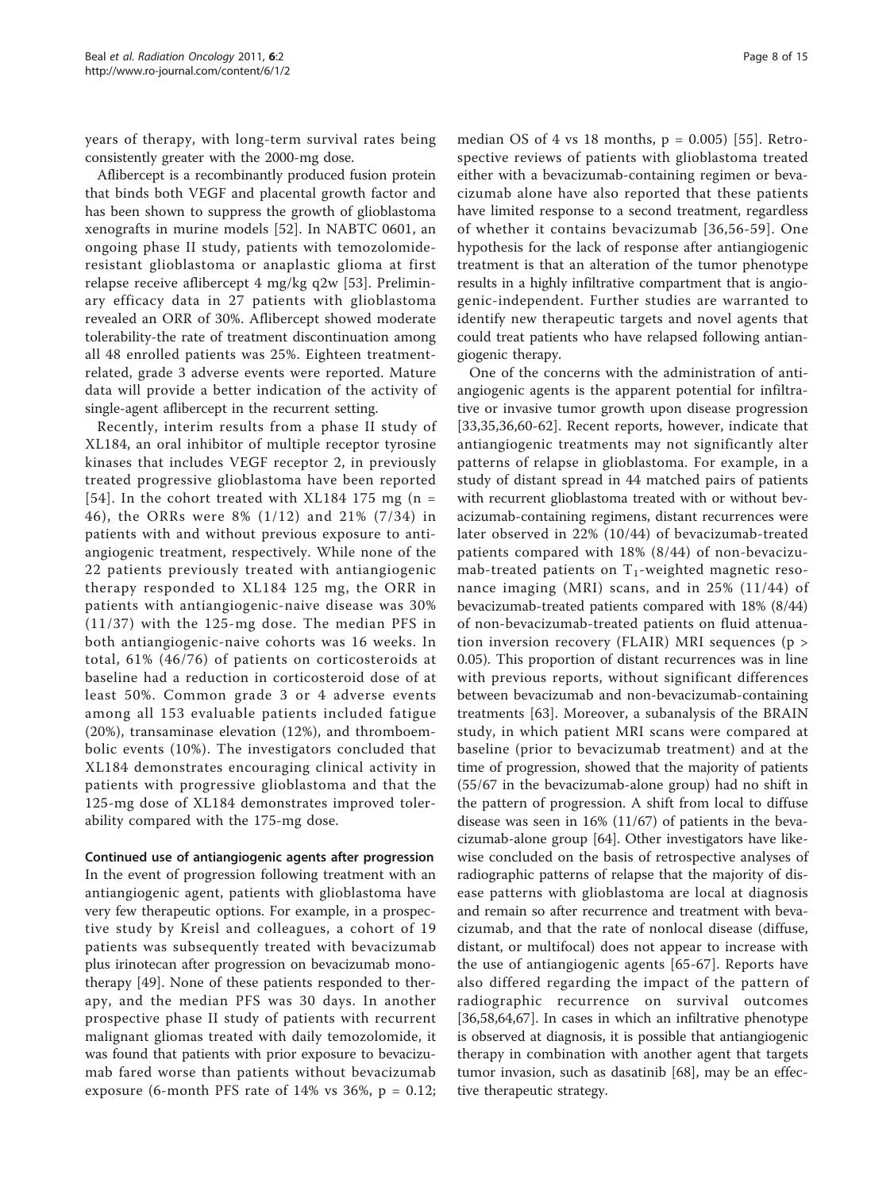years of therapy, with long-term survival rates being consistently greater with the 2000-mg dose.

Aflibercept is a recombinantly produced fusion protein that binds both VEGF and placental growth factor and has been shown to suppress the growth of glioblastoma xenografts in murine models [52]. In NABTC 0601, an ongoing phase II study, patients with temozolomide-resistant glioblastoma or anaplastic glioma at first relapse receive aflibercept 4 mg/kg q2w [53]. Preliminary efficacy data in 27 patients with glioblastoma revealed an ORR of 30%. Aflibercept showed moderate tolerability-the rate of treatment discontinuation among all 48 enrolled patients was 25%. Eighteen treatment-related, grade 3 adverse events were reported. Mature data will provide a better indication of the activity of single-agent aflibercept in the recurrent setting.

Recently, interim results from a phase II study of XL184, an oral inhibitor of multiple receptor tyrosine kinases that includes VEGF receptor 2, in previously treated progressive glioblastoma have been reported [54]. In the cohort treated with XL184 175 mg (n = 46), the ORRs were 8% (1/12) and 21% (7/34) in patients with and without previous exposure to antiangiogenic treatment, respectively. While none of the 22 patients previously treated with antiangiogenic therapy responded to XL184 125 mg, the ORR in patients with antiangiogenic-naive disease was 30% (11/37) with the 125-mg dose. The median PFS in both antiangiogenic-naive cohorts was 16 weeks. In total, 61% (46/76) of patients on corticosteroids at baseline had a reduction in corticosteroid dose of at least 50%. Common grade 3 or 4 adverse events among all 153 evaluable patients included fatigue (20%), transaminase elevation (12%), and thromboembolic events (10%). The investigators concluded that XL184 demonstrates encouraging clinical activity in patients with progressive glioblastoma and that the 125-mg dose of XL184 demonstrates improved tolerability compared with the 175-mg dose.

### Continued use of antiangiogenic agents after progression

In the event of progression following treatment with an antiangiogenic agent, patients with glioblastoma have very few therapeutic options. For example, in a prospective study by Kreisl and colleagues, a cohort of 19 patients was subsequently treated with bevacizumab plus irinotecan after progression on bevacizumab monotherapy [49]. None of these patients responded to therapy, and the median PFS was 30 days. In another prospective phase II study of patients with recurrent malignant gliomas treated with daily temozolomide, it was found that patients with prior exposure to bevacizumab fared worse than patients without bevacizumab exposure (6-month PFS rate of 14% vs 36%, $p = 0.12$; median OS of 4 vs 18 months, $p = 0.005$) [55]. Retrospective reviews of patients with glioblastoma treated either with a bevacizumab-containing regimen or bevacizumab alone have also reported that these patients have limited response to a second treatment, regardless of whether it contains bevacizumab [36,56-59]. One hypothesis for the lack of response after antiangiogenic treatment is that an alteration of the tumor phenotype results in a highly infiltrative compartment that is angiogenic-independent. Further studies are warranted to identify new therapeutic targets and novel agents that could treat patients who have relapsed following antiangiogenic therapy.

One of the concerns with the administration of antiangiogenic agents is the apparent potential for infiltrative or invasive tumor growth upon disease progression [33,35,36,60-62]. Recent reports, however, indicate that antiangiogenic treatments may not significantly alter patterns of relapse in glioblastoma. For example, in a study of distant spread in 44 matched pairs of patients with recurrent glioblastoma treated with or without bevacizumab-containing regimens, distant recurrences were later observed in 22% (10/44) of bevacizumab-treated patients compared with 18% (8/44) of non-bevacizumab-treated patients on $T_1$-weighted magnetic resonance imaging (MRI) scans, and in 25% (11/44) of bevacizumab-treated patients compared with 18% (8/44) of non-bevacizumab-treated patients on fluid attenuation inversion recovery (FLAIR) MRI sequences ($p > 0.05$). This proportion of distant recurrences was in line with previous reports, without significant differences between bevacizumab and non-bevacizumab-containing treatments [63]. Moreover, a subanalysis of the BRAIN study, in which patient MRI scans were compared at baseline (prior to bevacizumab treatment) and at the time of progression, showed that the majority of patients (55/67 in the bevacizumab-alone group) had no shift in the pattern of progression. A shift from local to diffuse disease was seen in 16% (11/67) of patients in the bevacizumab-alone group [64]. Other investigators have likewise concluded on the basis of retrospective analyses of radiographic patterns of relapse that the majority of disease patterns with glioblastoma are local at diagnosis and remain so after recurrence and treatment with bevacizumab, and that the rate of nonlocal disease (diffuse, distant, or multifocal) does not appear to increase with the use of antiangiogenic agents [65-67]. Reports have also differed regarding the impact of the pattern of radiographic recurrence on survival outcomes [36,58,64,67]. In cases in which an infiltrative phenotype is observed at diagnosis, it is possible that antiangiogenic therapy in combination with another agent that targets tumor invasion, such as dasatinib [68], may be an effective therapeutic strategy.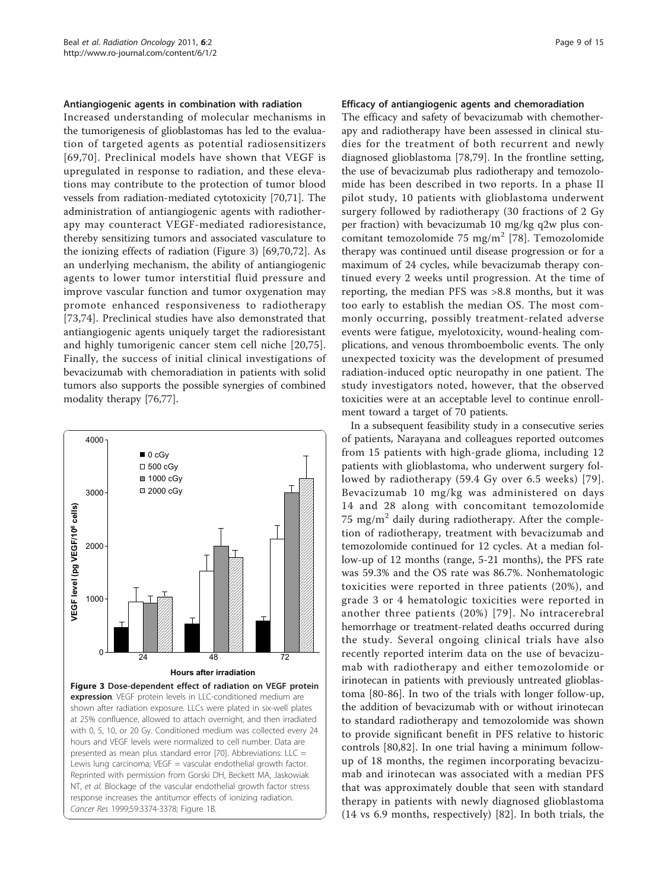### Antiangiogenic agents in combination with radiation

Increased understanding of molecular mechanisms in the tumorigenesis of glioblastomas has led to the evaluation of targeted agents as potential radiosensitizers [69,70]. Preclinical models have shown that VEGF is upregulated in response to radiation, and these elevations may contribute to the protection of tumor blood vessels from radiation-mediated cytotoxicity [70,71]. The administration of antiangiogenic agents with radiotherapy may counteract VEGF-mediated radioresistance, thereby sensitizing tumors and associated vasculature to the ionizing effects of radiation (Figure 3) [69,70,72]. As an underlying mechanism, the ability of antiangiogenic agents to lower tumor interstitial fluid pressure and improve vascular function and tumor oxygenation may promote enhanced responsiveness to radiotherapy [73,74]. Preclinical studies have also demonstrated that antiangiogenic agents uniquely target the radioresistant and highly tumorigenic cancer stem cell niche [20,75]. Finally, the success of initial clinical investigations of bevacizumab with chemoradiation in patients with solid tumors also supports the possible synergies of combined modality therapy [76,77].

**Figure 3 Dose-dependent effect of radiation on VEGF protein expression**. VEGF protein levels in LLC-conditioned medium are shown after radiation exposure. LLCs were plated in six-well plates at 25% confluence, allowed to attach overnight, and then irradiated with 0, 5, 10, or 20 Gy. Conditioned medium was collected every 24 hours and VEGF levels were normalized to cell number. Data are presented as mean plus standard error [70]. Abbreviations: LLC = Lewis lung carcinoma; VEGF = vascular endothelial growth factor. Reprinted with permission from Gorski DH, Beckett MA, Jaskowiak NT, *et al*. Blockage of the vascular endothelial growth factor stress response increases the antitumor effects of ionizing radiation. *Cancer Res* 1999;59:3374-3378; Figure 1B.

### Efficacy of antiangiogenic agents and chemoradiation

The efficacy and safety of bevacizumab with chemotherapy and radiotherapy have been assessed in clinical studies for the treatment of both recurrent and newly diagnosed glioblastoma [78,79]. In the frontline setting, the use of bevacizumab plus radiotherapy and temozolomide has been described in two reports. In a phase II pilot study, 10 patients with glioblastoma underwent surgery followed by radiotherapy (30 fractions of 2 Gy per fraction) with bevacizumab 10 mg/kg q2w plus concomitant temozolomide 75 mg/m$^2$ [78]. Temozolomide therapy was continued until disease progression or for a maximum of 24 cycles, while bevacizumab therapy continued every 2 weeks until progression. At the time of reporting, the median PFS was >8.8 months, but it was too early to establish the median OS. The most commonly occurring, possibly treatment-related adverse events were fatigue, myelotoxicity, wound-healing complications, and venous thromboembolic events. The only unexpected toxicity was the development of presumed radiation-induced optic neuropathy in one patient. The study investigators noted, however, that the observed toxicities were at an acceptable level to continue enrollment toward a target of 70 patients.

In a subsequent feasibility study in a consecutive series of patients, Narayana and colleagues reported outcomes from 15 patients with high-grade glioma, including 12 patients with glioblastoma, who underwent surgery followed by radiotherapy (59.4 Gy over 6.5 weeks) [79]. Bevacizumab 10 mg/kg was administered on days 14 and 28 along with concomitant temozolomide 75 mg/m$^2$ daily during radiotherapy. After the completion of radiotherapy, treatment with bevacizumab and temozolomide continued for 12 cycles. At a median follow-up of 12 months (range, 5-21 months), the PFS rate was 59.3% and the OS rate was 86.7%. Nonhematologic toxicities were reported in three patients (20%), and grade 3 or 4 hematologic toxicities were reported in another three patients (20%) [79]. No intracerebral hemorrhage or treatment-related deaths occurred during the study. Several ongoing clinical trials have also recently reported interim data on the use of bevacizumab with radiotherapy and either temozolomide or irinotecan in patients with previously untreated glioblastoma [80-86]. In two of the trials with longer follow-up, the addition of bevacizumab with or without irinotecan to standard radiotherapy and temozolomide was shown to provide significant benefit in PFS relative to historic controls [80,82]. In one trial having a minimum follow-up of 18 months, the regimen incorporating bevacizumab and irinotecan was associated with a median PFS that was approximately double that seen with standard therapy in patients with newly diagnosed glioblastoma (14 vs 6.9 months, respectively) [82]. In both trials, the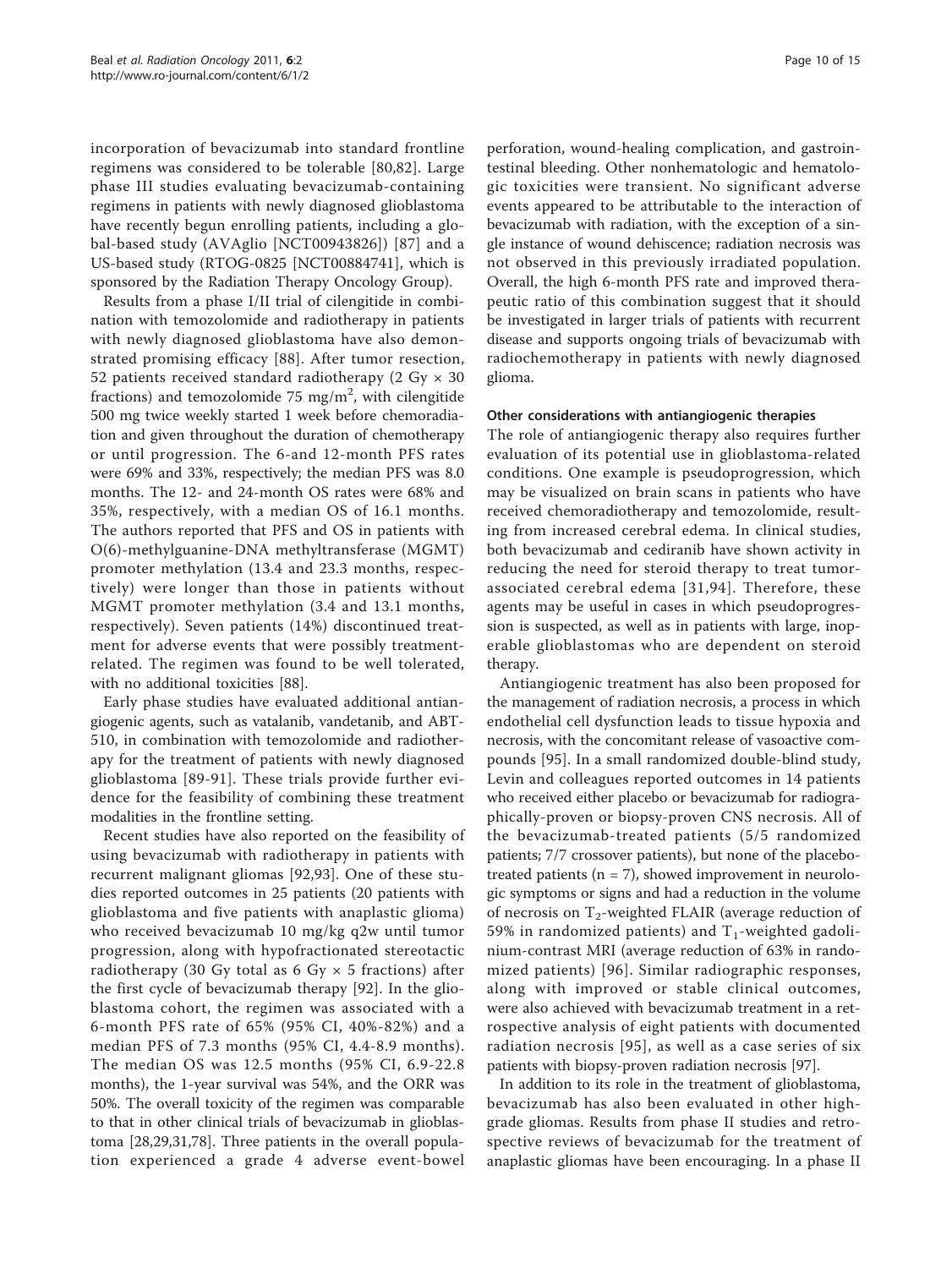incorporation of bevacizumab into standard frontline regimens was considered to be tolerable [80,82]. Large phase III studies evaluating bevacizumab-containing regimens in patients with newly diagnosed glioblastoma have recently begun enrolling patients, including a global-based study (AVAglio [NCT00943826]) [87] and a US-based study (RTOG-0825 [NCT00884741], which is sponsored by the Radiation Therapy Oncology Group).

Results from a phase I/II trial of cilengitide in combination with temozolomide and radiotherapy in patients with newly diagnosed glioblastoma have also demonstrated promising efficacy [88]. After tumor resection, 52 patients received standard radiotherapy (2 Gy × 30 fractions) and temozolomide 75 mg/m$^2$, with cilengitide 500 mg twice weekly started 1 week before chemoradiation and given throughout the duration of chemotherapy or until progression. The 6-and 12-month PFS rates were 69% and 33%, respectively; the median PFS was 8.0 months. The 12- and 24-month OS rates were 68% and 35%, respectively, with a median OS of 16.1 months. The authors reported that PFS and OS in patients with O(6)-methylguanine-DNA methyltransferase (MGMT) promoter methylation (13.4 and 23.3 months, respectively) were longer than those in patients without MGMT promoter methylation (3.4 and 13.1 months, respectively). Seven patients (14%) discontinued treatment for adverse events that were possibly treatment-related. The regimen was found to be well tolerated, with no additional toxicities [88].

Early phase studies have evaluated additional antiangiogenic agents, such as vatalanib, vandetanib, and ABT-510, in combination with temozolomide and radiotherapy for the treatment of patients with newly diagnosed glioblastoma [89-91]. These trials provide further evidence for the feasibility of combining these treatment modalities in the frontline setting.

Recent studies have also reported on the feasibility of using bevacizumab with radiotherapy in patients with recurrent malignant gliomas [92,93]. One of these studies reported outcomes in 25 patients (20 patients with glioblastoma and five patients with anaplastic glioma) who received bevacizumab 10 mg/kg q2w until tumor progression, along with hypofractionated stereotactic radiotherapy (30 Gy total as 6 Gy × 5 fractions) after the first cycle of bevacizumab therapy [92]. In the glioblastoma cohort, the regimen was associated with a 6-month PFS rate of 65% (95% CI, 40%-82%) and a median PFS of 7.3 months (95% CI, 4.4-8.9 months). The median OS was 12.5 months (95% CI, 6.9-22.8 months), the 1-year survival was 54%, and the ORR was 50%. The overall toxicity of the regimen was comparable to that in other clinical trials of bevacizumab in glioblastoma [28,29,31,78]. Three patients in the overall population experienced a grade 4 adverse event-bowel perforation, wound-healing complication, and gastrointestinal bleeding. Other nonhematologic and hematologic toxicities were transient. No significant adverse events appeared to be attributable to the interaction of bevacizumab with radiation, with the exception of a single instance of wound dehiscence; radiation necrosis was not observed in this previously irradiated population. Overall, the high 6-month PFS rate and improved therapeutic ratio of this combination suggest that it should be investigated in larger trials of patients with recurrent disease and supports ongoing trials of bevacizumab with radiochemotherapy in patients with newly diagnosed glioma.

#### Other considerations with antiangiogenic therapies

The role of antiangiogenic therapy also requires further evaluation of its potential use in glioblastoma-related conditions. One example is pseudoprogression, which may be visualized on brain scans in patients who have received chemoradiotherapy and temozolomide, resulting from increased cerebral edema. In clinical studies, both bevacizumab and cediranib have shown activity in reducing the need for steroid therapy to treat tumor-associated cerebral edema [31,94]. Therefore, these agents may be useful in cases in which pseudoprogression is suspected, as well as in patients with large, inoperable glioblastomas who are dependent on steroid therapy.

Antiangiogenic treatment has also been proposed for the management of radiation necrosis, a process in which endothelial cell dysfunction leads to tissue hypoxia and necrosis, with the concomitant release of vasoactive compounds [95]. In a small randomized double-blind study, Levin and colleagues reported outcomes in 14 patients who received either placebo or bevacizumab for radiographically-proven or biopsy-proven CNS necrosis. All of the bevacizumab-treated patients (5/5 randomized patients; 7/7 crossover patients), but none of the placebo-treated patients (n = 7), showed improvement in neurologic symptoms or signs and had a reduction in the volume of necrosis on $T_2$-weighted FLAIR (average reduction of 59% in randomized patients) and $T_1$-weighted gadolinium-contrast MRI (average reduction of 63% in randomized patients) [96]. Similar radiographic responses, along with improved or stable clinical outcomes, were also achieved with bevacizumab treatment in a retrospective analysis of eight patients with documented radiation necrosis [95], as well as a case series of six patients with biopsy-proven radiation necrosis [97].

In addition to its role in the treatment of glioblastoma, bevacizumab has also been evaluated in other high-grade gliomas. Results from phase II studies and retrospective reviews of bevacizumab for the treatment of anaplastic gliomas have been encouraging. In a phase II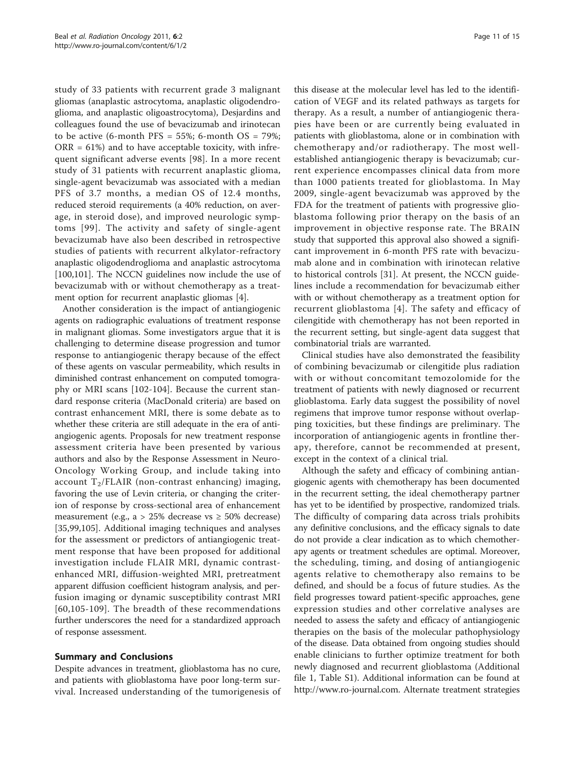study of 33 patients with recurrent grade 3 malignant gliomas (anaplastic astrocytoma, anaplastic oligodendroglioma, and anaplastic oligoastrocytoma), Desjardins and colleagues found the use of bevacizumab and irinotecan to be active (6-month PFS = 55%; 6-month OS = 79%; ORR = 61%) and to have acceptable toxicity, with infrequent significant adverse events [98]. In a more recent study of 31 patients with recurrent anaplastic glioma, single-agent bevacizumab was associated with a median PFS of 3.7 months, a median OS of 12.4 months, reduced steroid requirements (a 40% reduction, on average, in steroid dose), and improved neurologic symptoms [99]. The activity and safety of single-agent bevacizumab have also been described in retrospective studies of patients with recurrent alkylator-refractory anaplastic oligodendroglioma and anaplastic astrocytoma [100,101]. The NCCN guidelines now include the use of bevacizumab with or without chemotherapy as a treatment option for recurrent anaplastic gliomas [4].

Another consideration is the impact of antiangiogenic agents on radiographic evaluations of treatment response in malignant gliomas. Some investigators argue that it is challenging to determine disease progression and tumor response to antiangiogenic therapy because of the effect of these agents on vascular permeability, which results in diminished contrast enhancement on computed tomography or MRI scans [102-104]. Because the current standard response criteria (MacDonald criteria) are based on contrast enhancement MRI, there is some debate as to whether these criteria are still adequate in the era of antiangiogenic agents. Proposals for new treatment response assessment criteria have been presented by various authors and also by the Response Assessment in Neuro-Oncology Working Group, and include taking into account $T_2$/FLAIR (non-contrast enhancing) imaging, favoring the use of Levin criteria, or changing the criterion of response by cross-sectional area of enhancement measurement (e.g., a > 25% decrease vs ≥ 50% decrease) [35,99,105]. Additional imaging techniques and analyses for the assessment or predictors of antiangiogenic treatment response that have been proposed for additional investigation include FLAIR MRI, dynamic contrast-enhanced MRI, diffusion-weighted MRI, pretreatment apparent diffusion coefficient histogram analysis, and perfusion imaging or dynamic susceptibility contrast MRI [60,105-109]. The breadth of these recommendations further underscores the need for a standardized approach of response assessment.

## Summary and Conclusions

Despite advances in treatment, glioblastoma has no cure, and patients with glioblastoma have poor long-term survival. Increased understanding of the tumorigenesis of this disease at the molecular level has led to the identification of VEGF and its related pathways as targets for therapy. As a result, a number of antiangiogenic therapies have been or are currently being evaluated in patients with glioblastoma, alone or in combination with chemotherapy and/or radiotherapy. The most well-established antiangiogenic therapy is bevacizumab; current experience encompasses clinical data from more than 1000 patients treated for glioblastoma. In May 2009, single-agent bevacizumab was approved by the FDA for the treatment of patients with progressive glioblastoma following prior therapy on the basis of an improvement in objective response rate. The BRAIN study that supported this approval also showed a significant improvement in 6-month PFS rate with bevacizumab alone and in combination with irinotecan relative to historical controls [31]. At present, the NCCN guidelines include a recommendation for bevacizumab either with or without chemotherapy as a treatment option for recurrent glioblastoma [4]. The safety and efficacy of cilengitide with chemotherapy has not been reported in the recurrent setting, but single-agent data suggest that combinatorial trials are warranted.

Clinical studies have also demonstrated the feasibility of combining bevacizumab or cilengitide plus radiation with or without concomitant temozolomide for the treatment of patients with newly diagnosed or recurrent glioblastoma. Early data suggest the possibility of novel regimens that improve tumor response without overlapping toxicities, but these findings are preliminary. The incorporation of antiangiogenic agents in frontline therapy, therefore, cannot be recommended at present, except in the context of a clinical trial.

Although the safety and efficacy of combining antiangiogenic agents with chemotherapy has been documented in the recurrent setting, the ideal chemotherapy partner has yet to be identified by prospective, randomized trials. The difficulty of comparing data across trials prohibits any definitive conclusions, and the efficacy signals to date do not provide a clear indication as to which chemotherapy agents or treatment schedules are optimal. Moreover, the scheduling, timing, and dosing of antiangiogenic agents relative to chemotherapy also remains to be defined, and should be a focus of future studies. As the field progresses toward patient-specific approaches, gene expression studies and other correlative analyses are needed to assess the safety and efficacy of antiangiogenic therapies on the basis of the molecular pathophysiology of the disease. Data obtained from ongoing studies should enable clinicians to further optimize treatment for both newly diagnosed and recurrent glioblastoma (Additional file 1, Table S1). Additional information can be found at http://www.ro-journal.com. Alternate treatment strategies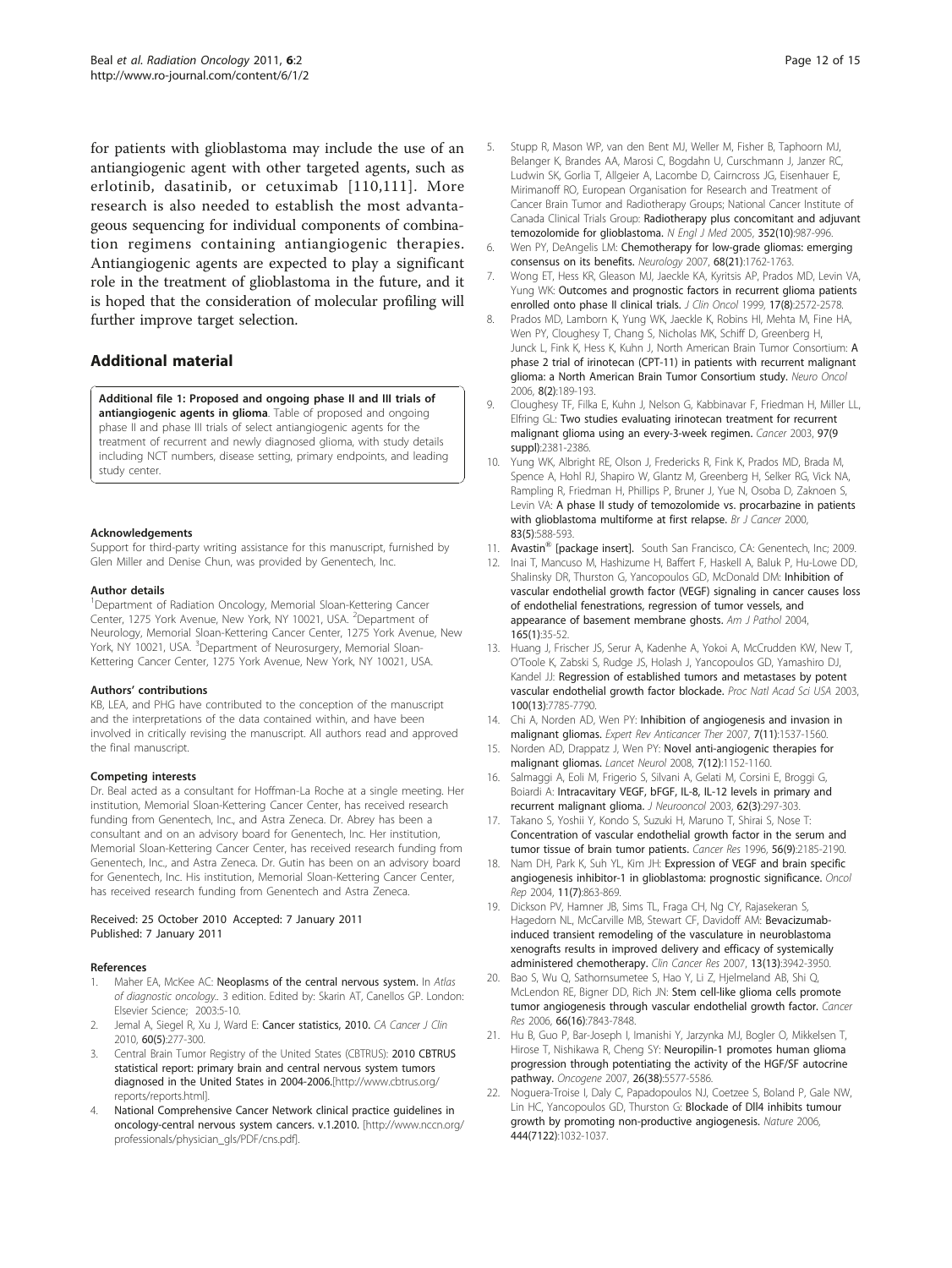for patients with glioblastoma may include the use of an antiangiogenic agent with other targeted agents, such as erlotinib, dasatinib, or cetuximab [110,111]. More research is also needed to establish the most advantageous sequencing for individual components of combination regimens containing antiangiogenic therapies. Antiangiogenic agents are expected to play a significant role in the treatment of glioblastoma in the future, and it is hoped that the consideration of molecular profiling will further improve target selection.

## Additional material

**Additional file 1: Proposed and ongoing phase II and III trials of antiangiogenic agents in glioma**. Table of proposed and ongoing phase II and phase III trials of select antiangiogenic agents for the treatment of recurrent and newly diagnosed glioma, with study details including NCT numbers, disease setting, primary endpoints, and leading study center.

#### Acknowledgements

Support for third-party writing assistance for this manuscript, furnished by Glen Miller and Denise Chun, was provided by Genentech, Inc.

#### Author details

[1]Department of Radiation Oncology, Memorial Sloan-Kettering Cancer Center, 1275 York Avenue, New York, NY 10021, USA. [2]Department of Neurology, Memorial Sloan-Kettering Cancer Center, 1275 York Avenue, New York, NY 10021, USA. [3]Department of Neurosurgery, Memorial Sloan-Kettering Cancer Center, 1275 York Avenue, New York, NY 10021, USA.

#### Authors' contributions

KB, LEA, and PHG have contributed to the conception of the manuscript and the interpretations of the data contained within, and have been involved in critically revising the manuscript. All authors read and approved the final manuscript.

#### Competing interests

Dr. Beal acted as a consultant for Hoffman-La Roche at a single meeting. Her institution, Memorial Sloan-Kettering Cancer Center, has received research funding from Genentech, Inc., and Astra Zeneca. Dr. Abrey has been a consultant and on an advisory board for Genentech, Inc. Her institution, Memorial Sloan-Kettering Cancer Center, has received research funding from Genentech, Inc., and Astra Zeneca. Dr. Gutin has been on an advisory board for Genentech, Inc. His institution, Memorial Sloan-Kettering Cancer Center, has received research funding from Genentech and Astra Zeneca.

Received: 25 October 2010 Accepted: 7 January 2011
Published: 7 January 2011

#### References

1. Maher EA, McKee AC: **Neoplasms of the central nervous system.** In *Atlas of diagnostic oncology.*. 3 edition. Edited by: Skarin AT, Canellos GP. London: Elsevier Science; 2003:5-10.
2. Jemal A, Siegel R, Xu J, Ward E: **Cancer statistics, 2010.** *CA Cancer J Clin* 2010, **60(5)**:277-300.
3. Central Brain Tumor Registry of the United States (CBTRUS): **2010 CBTRUS statistical report: primary brain and central nervous system tumors diagnosed in the United States in 2004-2006.**[http://www.cbtrus.org/reports/reports.html].
4. **National Comprehensive Cancer Network clinical practice guidelines in oncology-central nervous system cancers. v.1.2010.** [http://www.nccn.org/professionals/physician_gls/PDF/cns.pdf].
5. Stupp R, Mason WP, van den Bent MJ, Weller M, Fisher B, Taphoorn MJ, Belanger K, Brandes AA, Marosi C, Bogdahn U, Curschmann J, Janzer RC, Ludwin SK, Gorlia T, Allgeier A, Lacombe D, Cairncross JG, Eisenhauer E, Mirimanoff RO, European Organisation for Research and Treatment of Cancer Brain Tumor and Radiotherapy Groups; National Cancer Institute of Canada Clinical Trials Group: **Radiotherapy plus concomitant and adjuvant temozolomide for glioblastoma.** *N Engl J Med* 2005, **352(10)**:987-996.
6. Wen PY, DeAngelis LM: **Chemotherapy for low-grade gliomas: emerging consensus on its benefits.** *Neurology* 2007, **68(21)**:1762-1763.
7. Wong ET, Hess KR, Gleason MJ, Jaeckle KA, Kyritsis AP, Prados MD, Levin VA, Yung WK: **Outcomes and prognostic factors in recurrent glioma patients enrolled onto phase II clinical trials.** *J Clin Oncol* 1999, **17(8)**:2572-2578.
8. Prados MD, Lamborn K, Yung WK, Jaeckle K, Robins HI, Mehta M, Fine HA, Wen PY, Cloughesy T, Chang S, Nicholas MK, Schiff D, Greenberg H, Junck L, Fink K, Hess K, Kuhn J, North American Brain Tumor Consortium: **A phase 2 trial of irinotecan (CPT-11) in patients with recurrent malignant glioma: a North American Brain Tumor Consortium study.** *Neuro Oncol* 2006, **8(2)**:189-193.
9. Cloughesy TF, Filka E, Kuhn J, Nelson G, Kabbinavar F, Friedman H, Miller LL, Elfring GL: **Two studies evaluating irinotecan treatment for recurrent malignant glioma using an every-3-week regimen.** *Cancer* 2003, **97(9 suppl)**:2381-2386.
10. Yung WK, Albright RE, Olson J, Fredericks R, Fink K, Prados MD, Brada M, Spence A, Hohl RJ, Shapiro W, Glantz M, Greenberg H, Selker RG, Vick NA, Rampling R, Friedman H, Phillips P, Bruner J, Yue N, Osoba D, Zaknoen S, Levin VA: **A phase II study of temozolomide vs. procarbazine in patients with glioblastoma multiforme at first relapse.** *Br J Cancer* 2000, **83(5)**:588-593.
11. **Avastin® [package insert].** South San Francisco, CA: Genentech, Inc; 2009.
12. Inai T, Mancuso M, Hashizume H, Baffert F, Haskell A, Baluk P, Hu-Lowe DD, Shalinsky DR, Thurston G, Yancopoulos GD, McDonald DM: **Inhibition of vascular endothelial growth factor (VEGF) signaling in cancer causes loss of endothelial fenestrations, regression of tumor vessels, and appearance of basement membrane ghosts.** *Am J Pathol* 2004, **165(1)**:35-52.
13. Huang J, Frischer JS, Serur A, Kadenhe A, Yokoi A, McCrudden KW, New T, O'Toole K, Zabski S, Rudge JS, Holash J, Yancopoulos GD, Yamashiro DJ, Kandel JJ: **Regression of established tumors and metastases by potent vascular endothelial growth factor blockade.** *Proc Natl Acad Sci USA* 2003, **100(13)**:7785-7790.
14. Chi A, Norden AD, Wen PY: **Inhibition of angiogenesis and invasion in malignant gliomas.** *Expert Rev Anticancer Ther* 2007, **7(11)**:1537-1560.
15. Norden AD, Drappatz J, Wen PY: **Novel anti-angiogenic therapies for malignant gliomas.** *Lancet Neurol* 2008, **7(12)**:1152-1160.
16. Salmaggi A, Eoli M, Frigerio S, Silvani A, Gelati M, Corsini E, Broggi G, Boiardi A: **Intracavitary VEGF, bFGF, IL-8, IL-12 levels in primary and recurrent malignant glioma.** *J Neurooncol* 2003, **62(3)**:297-303.
17. Takano S, Yoshii Y, Kondo S, Suzuki H, Maruno T, Shirai S, Nose T: **Concentration of vascular endothelial growth factor in the serum and tumor tissue of brain tumor patients.** *Cancer Res* 1996, **56(9)**:2185-2190.
18. Nam DH, Park K, Suh YL, Kim JH: **Expression of VEGF and brain specific angiogenesis inhibitor-1 in glioblastoma: prognostic significance.** *Oncol Rep* 2004, **11(7)**:863-869.
19. Dickson PV, Hamner JB, Sims TL, Fraga CH, Ng CY, Rajasekeran S, Hagedorn NL, McCarville MB, Stewart CF, Davidoff AM: **Bevacizumab-induced transient remodeling of the vasculature in neuroblastoma xenografts results in improved delivery and efficacy of systemically administered chemotherapy.** *Clin Cancer Res* 2007, **13(13)**:3942-3950.
20. Bao S, Wu Q, Sathornsumetee S, Hao Y, Li Z, Hjelmeland AB, Shi Q, McLendon RE, Bigner DD, Rich JN: **Stem cell-like glioma cells promote tumor angiogenesis through vascular endothelial growth factor.** *Cancer Res* 2006, **66(16)**:7843-7848.
21. Hu B, Guo P, Bar-Joseph I, Imanishi Y, Jarzynka MJ, Bogler O, Mikkelsen T, Hirose T, Nishikawa R, Cheng SY: **Neuropilin-1 promotes human glioma progression through potentiating the activity of the HGF/SF autocrine pathway.** *Oncogene* 2007, **26(38)**:5577-5586.
22. Noguera-Troise I, Daly C, Papadopoulos NJ, Coetzee S, Boland P, Gale NW, Lin HC, Yancopoulos GD, Thurston G: **Blockade of Dll4 inhibits tumour growth by promoting non-productive angiogenesis.** *Nature* 2006, **444(7122)**:1032-1037.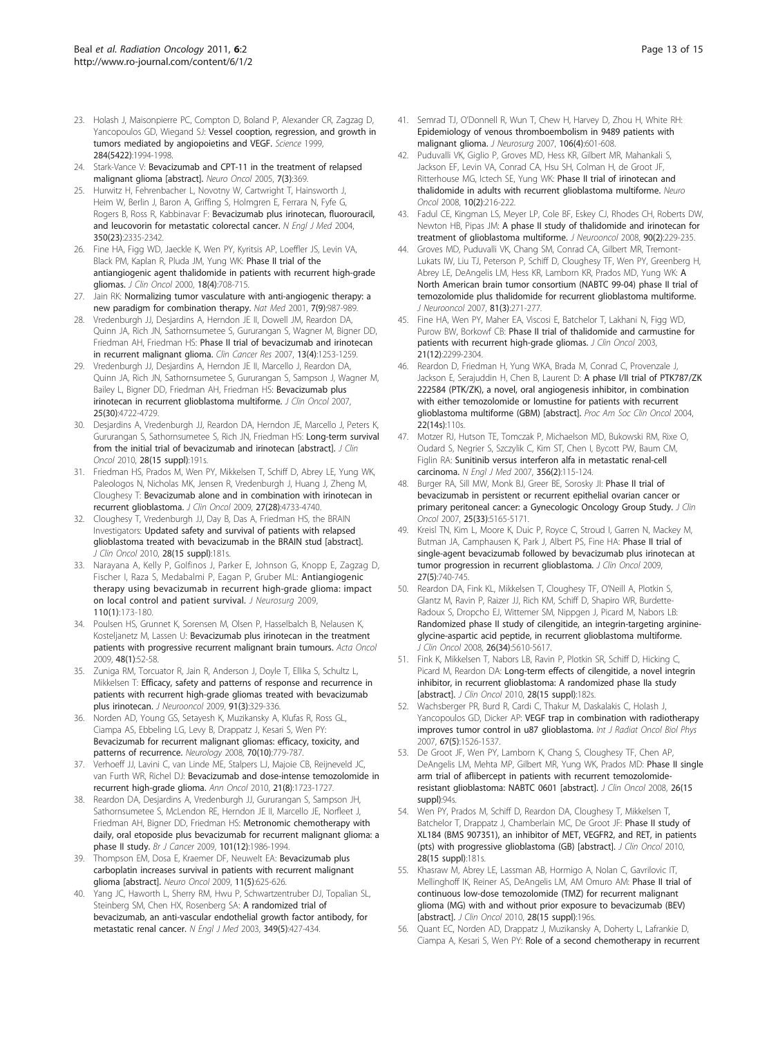23. Holash J, Maisonpierre PC, Compton D, Boland P, Alexander CR, Zagzag D, Yancopoulos GD, Wiegand SJ: Vessel cooption, regression, and growth in tumors mediated by angiopoietins and VEGF. *Science* 1999, 284(5422):1994-1998.
24. Stark-Vance V: Bevacizumab and CPT-11 in the treatment of relapsed malignant glioma [abstract]. *Neuro Oncol* 2005, 7(3):369.
25. Hurwitz H, Fehrenbacher L, Novotny W, Cartwright T, Hainsworth J, Heim W, Berlin J, Baron A, Griffing S, Holmgren E, Ferrara N, Fyfe G, Rogers B, Ross R, Kabbinavar F: Bevacizumab plus irinotecan, fluorouracil, and leucovorin for metastatic colorectal cancer. *N Engl J Med* 2004, 350(23):2335-2342.
26. Fine HA, Figg WD, Jaeckle K, Wen PY, Kyritsis AP, Loeffler JS, Levin VA, Black PM, Kaplan R, Pluda JM, Yung WK: Phase II trial of the antiangiogenic agent thalidomide in patients with recurrent high-grade gliomas. *J Clin Oncol* 2000, 18(4):708-715.
27. Jain RK: Normalizing tumor vasculature with anti-angiogenic therapy: a new paradigm for combination therapy. *Nat Med* 2001, 7(9):987-989.
28. Vredenburgh JJ, Desjardins A, Herndon JE II, Dowell JM, Reardon DA, Quinn JA, Rich JN, Sathornsumetee S, Gururangan S, Wagner M, Bigner DD, Friedman AH, Friedman HS: Phase II trial of bevacizumab and irinotecan in recurrent malignant glioma. *Clin Cancer Res* 2007, 13(4):1253-1259.
29. Vredenburgh JJ, Desjardins A, Herndon JE II, Marcello J, Reardon DA, Quinn JA, Rich JN, Sathornsumetee S, Gururangan S, Sampson J, Wagner M, Bailey L, Bigner DD, Friedman AH, Friedman HS: Bevacizumab plus irinotecan in recurrent glioblastoma multiforme. *J Clin Oncol* 2007, 25(30):4722-4729.
30. Desjardins A, Vredenburgh JJ, Reardon DA, Herndon JE, Marcello J, Peters K, Gururangan S, Sathornsumetee S, Rich JN, Friedman HS: Long-term survival from the initial trial of bevacizumab and irinotecan [abstract]. *J Clin Oncol* 2010, 28(15 suppl):191s.
31. Friedman HS, Prados M, Wen PY, Mikkelsen T, Schiff D, Abrey LE, Yung WK, Paleologos N, Nicholas MK, Jensen R, Vredenburgh J, Huang J, Zheng M, Cloughesy T: Bevacizumab alone and in combination with irinotecan in recurrent glioblastoma. *J Clin Oncol* 2009, 27(28):4733-4740.
32. Cloughesy T, Vredenburgh JJ, Day B, Das A, Friedman HS, the BRAIN Investigators: Updated safety and survival of patients with relapsed glioblastoma treated with bevacizumab in the BRAIN stud [abstract]. *J Clin Oncol* 2010, 28(15 suppl):181s.
33. Narayana A, Kelly P, Golfinos J, Parker E, Johnson G, Knopp E, Zagzag D, Fischer I, Raza S, Medabalmi P, Eagan P, Gruber ML: Antiangiogenic therapy using bevacizumab in recurrent high-grade glioma: impact on local control and patient survival. *J Neurosurg* 2009, 110(1):173-180.
34. Poulsen HS, Grunnet K, Sorensen M, Olsen P, Hasselbalch B, Nelausen K, Kosteljanetz M, Lassen U: Bevacizumab plus irinotecan in the treatment patients with progressive recurrent malignant brain tumours. *Acta Oncol* 2009, 48(1):52-58.
35. Zuniga RM, Torcuator R, Jain R, Anderson J, Doyle T, Ellika S, Schultz L, Mikkelsen T: Efficacy, safety and patterns of response and recurrence in patients with recurrent high-grade gliomas treated with bevacizumab plus irinotecan. *J Neurooncol* 2009, 91(3):329-336.
36. Norden AD, Young GS, Setayesh K, Muzikansky A, Klufas R, Ross GL, Ciampa AS, Ebbeling LG, Levy B, Drappatz J, Kesari S, Wen PY: Bevacizumab for recurrent malignant gliomas: efficacy, toxicity, and patterns of recurrence. *Neurology* 2008, 70(10):779-787.
37. Verhoeff JJ, Lavini C, van Linde ME, Stalpers LJ, Majoie CB, Reijneveld JC, van Furth WR, Richel DJ: Bevacizumab and dose-intense temozolomide in recurrent high-grade glioma. *Ann Oncol* 2010, 21(8):1723-1727.
38. Reardon DA, Desjardins A, Vredenburgh JJ, Gururangan S, Sampson JH, Sathornsumetee S, McLendon RE, Herndon JE II, Marcello JE, Norfleet J, Friedman AH, Bigner DD, Friedman HS: Metronomic chemotherapy with daily, oral etoposide plus bevacizumab for recurrent malignant glioma: a phase II study. *Br J Cancer* 2009, 101(12):1986-1994.
39. Thompson EM, Dosa E, Kraemer DF, Neuwelt EA: Bevacizumab plus carboplatin increases survival in patients with recurrent malignant glioma [abstract]. *Neuro Oncol* 2009, 11(5):625-626.
40. Yang JC, Haworth L, Sherry RM, Hwu P, Schwartzentruber DJ, Topalian SL, Steinberg SM, Chen HX, Rosenberg SA: A randomized trial of bevacizumab, an anti-vascular endothelial growth factor antibody, for metastatic renal cancer. *N Engl J Med* 2003, 349(5):427-434.
41. Semrad TJ, O'Donnell R, Wun T, Chew H, Harvey D, Zhou H, White RH: Epidemiology of venous thromboembolism in 9489 patients with malignant glioma. *J Neurosurg* 2007, 106(4):601-608.
42. Puduvalli VK, Giglio P, Groves MD, Hess KR, Gilbert MR, Mahankali S, Jackson EF, Levin VA, Conrad CA, Hsu SH, Colman H, de Groot JF, Ritterhouse MG, Ictech SE, Yung WK: Phase II trial of irinotecan and thalidomide in adults with recurrent glioblastoma multiforme. *Neuro Oncol* 2008, 10(2):216-222.
43. Fadul CE, Kingman LS, Meyer LP, Cole BF, Eskey CJ, Rhodes CH, Roberts DW, Newton HB, Pipas JM: A phase II study of thalidomide and irinotecan for treatment of glioblastoma multiforme. *J Neurooncol* 2008, 90(2):229-235.
44. Groves MD, Puduvalli VK, Chang SM, Conrad CA, Gilbert MR, Tremont-Lukats IW, Liu TJ, Peterson P, Schiff D, Cloughesy TF, Wen PY, Greenberg H, Abrey LE, DeAngelis LM, Hess KR, Lamborn KR, Prados MD, Yung WK: A North American brain tumor consortium (NABTC 99-04) phase II trial of temozolomide plus thalidomide for recurrent glioblastoma multiforme. *J Neurooncol* 2007, 81(3):271-277.
45. Fine HA, Wen PY, Maher EA, Viscosi E, Batchelor T, Lakhani N, Figg WD, Purow BW, Borkowf CB: Phase II trial of thalidomide and carmustine for patients with recurrent high-grade gliomas. *J Clin Oncol* 2003, 21(12):2299-2304.
46. Reardon D, Friedman H, Yung WKA, Brada M, Conrad C, Provenzale J, Jackson E, Serajuddin H, Chen B, Laurent D: A phase I/II trial of PTK787/ZK 222584 (PTK/ZK), a novel, oral angiogenesis inhibitor, in combination with either temozolomide or lomustine for patients with recurrent glioblastoma multiforme (GBM) [abstract]. *Proc Am Soc Clin Oncol* 2004, 22(14s):110s.
47. Motzer RJ, Hutson TE, Tomczak P, Michaelson MD, Bukowski RM, Rixe O, Oudard S, Negrier S, Szczylik C, Kim ST, Chen I, Bycott PW, Baum CM, Figlin RA: Sunitinib versus interferon alfa in metastatic renal-cell carcinoma. *N Engl J Med* 2007, 356(2):115-124.
48. Burger RA, Sill MW, Monk BJ, Greer BE, Sorosky JI: Phase II trial of bevacizumab in persistent or recurrent epithelial ovarian cancer or primary peritoneal cancer: a Gynecologic Oncology Group Study. *J Clin Oncol* 2007, 25(33):5165-5171.
49. Kreisl TN, Kim L, Moore K, Duic P, Royce C, Stroud I, Garren N, Mackey M, Butman JA, Camphausen K, Park J, Albert PS, Fine HA: Phase II trial of single-agent bevacizumab followed by bevacizumab plus irinotecan at tumor progression in recurrent glioblastoma. *J Clin Oncol* 2009, 27(5):740-745.
50. Reardon DA, Fink KL, Mikkelsen T, Cloughesy TF, O'Neill A, Plotkin S, Glantz M, Ravin P, Raizer JJ, Rich KM, Schiff D, Shapiro WR, Burdette-Radoux S, Dropcho EJ, Wittemer SM, Nippgen J, Picard M, Nabors LB: Randomized phase II study of cilengitide, an integrin-targeting arginine-glycine-aspartic acid peptide, in recurrent glioblastoma multiforme. *J Clin Oncol* 2008, 26(34):5610-5617.
51. Fink K, Mikkelsen T, Nabors LB, Ravin P, Plotkin SR, Schiff D, Hicking C, Picard M, Reardon DA: Long-term effects of cilengitide, a novel integrin inhibitor, in recurrent glioblastoma: A randomized phase IIa study [abstract]. *J Clin Oncol* 2010, 28(15 suppl):182s.
52. Wachsberger PR, Burd R, Cardi C, Thakur M, Daskalakis C, Holash J, Yancopoulos GD, Dicker AP: VEGF trap in combination with radiotherapy improves tumor control in u87 glioblastoma. *Int J Radiat Oncol Biol Phys* 2007, 67(5):1526-1537.
53. De Groot JF, Wen PY, Lamborn K, Chang S, Cloughesy TF, Chen AP, DeAngelis LM, Mehta MP, Gilbert MR, Yung WK, Prados MD: Phase II single arm trial of aflibercept in patients with recurrent temozolomide-resistant glioblastoma: NABTC 0601 [abstract]. *J Clin Oncol* 2008, 26(15 suppl):94s.
54. Wen PY, Prados M, Schiff D, Reardon DA, Cloughesy T, Mikkelsen T, Batchelor T, Drappatz J, Chamberlain MC, De Groot JF: Phase II study of XL184 (BMS 907351), an inhibitor of MET, VEGFR2, and RET, in patients (pts) with progressive glioblastoma (GB) [abstract]. *J Clin Oncol* 2010, 28(15 suppl):181s.
55. Khasraw M, Abrey LE, Lassman AB, Hormigo A, Nolan C, Gavrilovic IT, Mellinghoff IK, Reiner AS, DeAngelis LM, AM Omuro AM: Phase II trial of continuous low-dose temozolomide (TMZ) for recurrent malignant glioma (MG) with and without prior exposure to bevacizumab (BEV) [abstract]. *J Clin Oncol* 2010, 28(15 suppl):196s.
56. Quant EC, Norden AD, Drappatz J, Muzikansky A, Doherty L, Lafrankie D, Ciampa A, Kesari S, Wen PY: Role of a second chemotherapy in recurrent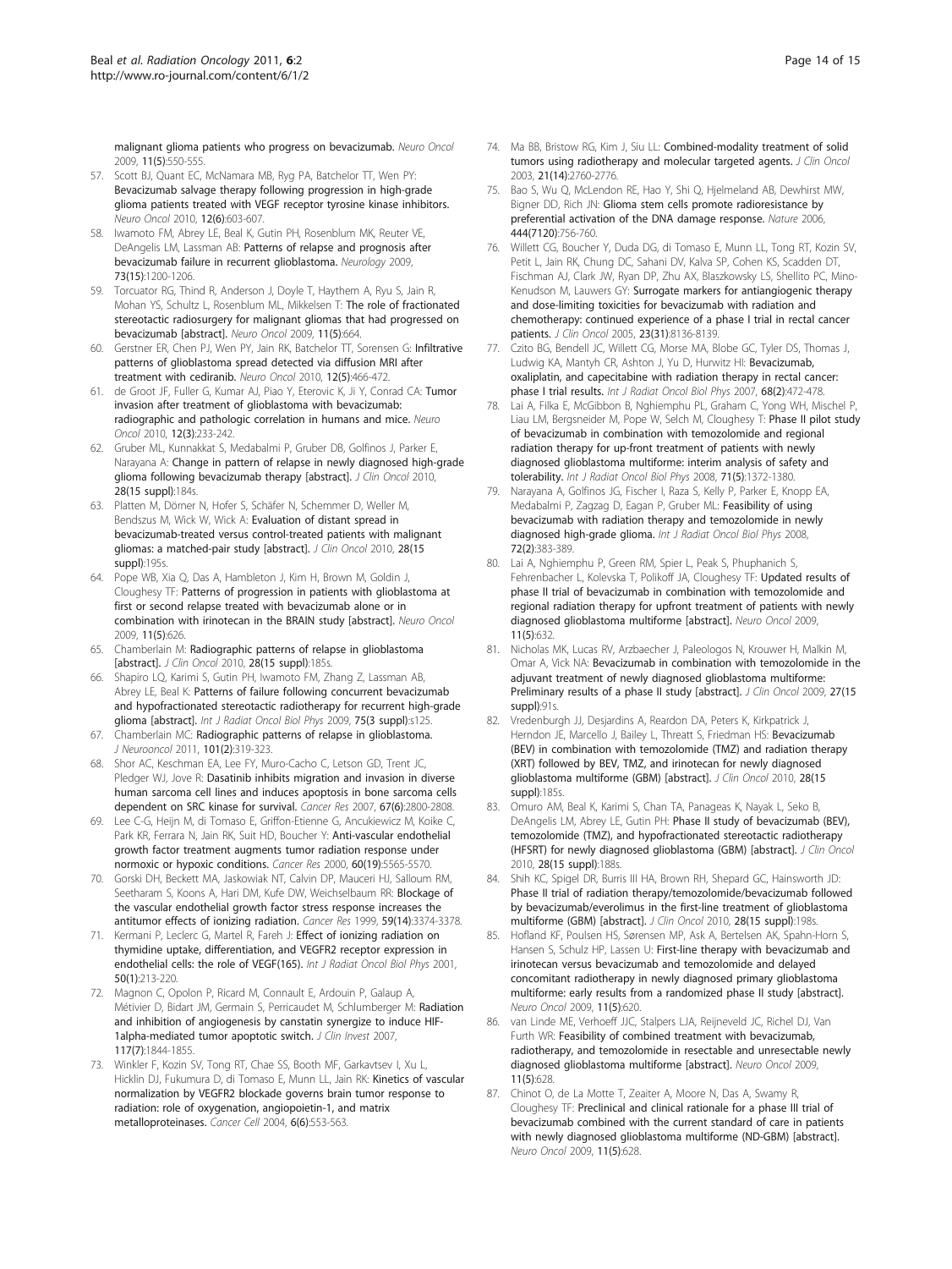malignant glioma patients who progress on bevacizumab. *Neuro Oncol* 2009, 11(5):550-555.

57. Scott BJ, Quant EC, McNamara MB, Ryg PA, Batchelor TT, Wen PY: **Bevacizumab salvage therapy following progression in high-grade glioma patients treated with VEGF receptor tyrosine kinase inhibitors.** *Neuro Oncol* 2010, 12(6):603-607.
58. Iwamoto FM, Abrey LE, Beal K, Gutin PH, Rosenblum MK, Reuter VE, DeAngelis LM, Lassman AB: **Patterns of relapse and prognosis after bevacizumab failure in recurrent glioblastoma.** *Neurology* 2009, 73(15):1200-1206.
59. Torcuator RG, Thind R, Anderson J, Doyle T, Haythem A, Ryu S, Jain R, Mohan YS, Schultz L, Rosenblum ML, Mikkelsen T: **The role of fractionated stereotactic radiosurgery for malignant gliomas that had progressed on bevacizumab [abstract].** *Neuro Oncol* 2009, 11(5):664.
60. Gerstner ER, Chen PJ, Wen PY, Jain RK, Batchelor TT, Sorensen G: **Infiltrative patterns of glioblastoma spread detected via diffusion MRI after treatment with cediranib.** *Neuro Oncol* 2010, 12(5):466-472.
61. de Groot JF, Fuller G, Kumar AJ, Piao Y, Eterovic K, Ji Y, Conrad CA: **Tumor invasion after treatment of glioblastoma with bevacizumab: radiographic and pathologic correlation in humans and mice.** *Neuro Oncol* 2010, 12(3):233-242.
62. Gruber ML, Kunnakkat S, Medabalmi P, Gruber DB, Golfinos J, Parker E, Narayana A: **Change in pattern of relapse in newly diagnosed high-grade glioma following bevacizumab therapy [abstract].** *J Clin Oncol* 2010, 28(15 suppl):184s.
63. Platten M, Dörner N, Hofer S, Schäfer N, Schemmer D, Weller M, Bendszus M, Wick W, Wick A: **Evaluation of distant spread in bevacizumab-treated versus control-treated patients with malignant gliomas: a matched-pair study [abstract].** *J Clin Oncol* 2010, 28(15 suppl):195s.
64. Pope WB, Xia Q, Das A, Hambleton J, Kim H, Brown M, Goldin J, Cloughesy TF: **Patterns of progression in patients with glioblastoma at first or second relapse treated with bevacizumab alone or in combination with irinotecan in the BRAIN study [abstract].** *Neuro Oncol* 2009, 11(5):626.
65. Chamberlain M: **Radiographic patterns of relapse in glioblastoma [abstract].** *J Clin Oncol* 2010, 28(15 suppl):185s.
66. Shapiro LQ, Karimi S, Gutin PH, Iwamoto FM, Zhang Z, Lassman AB, Abrey LE, Beal K: **Patterns of failure following concurrent bevacizumab and hypofractionated stereotactic radiotherapy for recurrent high-grade glioma [abstract].** *Int J Radiat Oncol Biol Phys* 2009, 75(3 suppl):s125.
67. Chamberlain MC: **Radiographic patterns of relapse in glioblastoma.** *J Neurooncol* 2011, 101(2):319-323.
68. Shor AC, Keschman EA, Lee FY, Muro-Cacho C, Letson GD, Trent JC, Pledger WJ, Jove R: **Dasatinib inhibits migration and invasion in diverse human sarcoma cell lines and induces apoptosis in bone sarcoma cells dependent on SRC kinase for survival.** *Cancer Res* 2007, 67(6):2800-2808.
69. Lee C-G, Heijn M, di Tomaso E, Griffon-Etienne G, Ancukiewicz M, Koike C, Park KR, Ferrara N, Jain RK, Suit HD, Boucher Y: **Anti-vascular endothelial growth factor treatment augments tumor radiation response under normoxic or hypoxic conditions.** *Cancer Res* 2000, 60(19):5565-5570.
70. Gorski DH, Beckett MA, Jaskowiak NT, Calvin DP, Mauceri HJ, Salloum RM, Seetharam S, Koons A, Hari DM, Kufe DW, Weichselbaum RR: **Blockage of the vascular endothelial growth factor stress response increases the antitumor effects of ionizing radiation.** *Cancer Res* 1999, 59(14):3374-3378.
71. Kermani P, Leclerc G, Martel R, Fareh J: **Effect of ionizing radiation on thymidine uptake, differentiation, and VEGFR2 receptor expression in endothelial cells: the role of VEGF(165).** *Int J Radiat Oncol Biol Phys* 2001, 50(1):213-220.
72. Magnon C, Opolon P, Ricard M, Connault E, Ardouin P, Galaup A, Métivier D, Bidart JM, Germain S, Perricaudet M, Schlumberger M: **Radiation and inhibition of angiogenesis by canstatin synergize to induce HIF-1alpha-mediated tumor apoptotic switch.** *J Clin Invest* 2007, 117(7):1844-1855.
73. Winkler F, Kozin SV, Tong RT, Chae SS, Booth MF, Garkavtsev I, Xu L, Hicklin DJ, Fukumura D, di Tomaso E, Munn LL, Jain RK: **Kinetics of vascular normalization by VEGFR2 blockade governs brain tumor response to radiation: role of oxygenation, angiopoietin-1, and matrix metalloproteinases.** *Cancer Cell* 2004, 6(6):553-563.
74. Ma BB, Bristow RG, Kim J, Siu LL: **Combined-modality treatment of solid tumors using radiotherapy and molecular targeted agents.** *J Clin Oncol* 2003, 21(14):2760-2776.
75. Bao S, Wu Q, McLendon RE, Hao Y, Shi Q, Hjelmeland AB, Dewhirst MW, Bigner DD, Rich JN: **Glioma stem cells promote radioresistance by preferential activation of the DNA damage response.** *Nature* 2006, 444(7120):756-760.
76. Willett CG, Boucher Y, Duda DG, di Tomaso E, Munn LL, Tong RT, Kozin SV, Petit L, Jain RK, Chung DC, Sahani DV, Kalva SP, Cohen KS, Scadden DT, Fischman AJ, Clark JW, Ryan DP, Zhu AX, Blaszkowsky LS, Shellito PC, Mino-Kenudson M, Lauwers GY: **Surrogate markers for antiangiogenic therapy and dose-limiting toxicities for bevacizumab with radiation and chemotherapy: continued experience of a phase I trial in rectal cancer patients.** *J Clin Oncol* 2005, 23(31):8136-8139.
77. Czito BG, Bendell JC, Willett CG, Morse MA, Blobe GC, Tyler DS, Thomas J, Ludwig KA, Mantyh CR, Ashton J, Yu D, Hurwitz HI: **Bevacizumab, oxaliplatin, and capecitabine with radiation therapy in rectal cancer: phase I trial results.** *Int J Radiat Oncol Biol Phys* 2007, 68(2):472-478.
78. Lai A, Filka E, McGibbon B, Nghiemphu PL, Graham C, Yong WH, Mischel P, Liau LM, Bergsneider M, Pope W, Selch M, Cloughesy T: **Phase II pilot study of bevacizumab in combination with temozolomide and regional radiation therapy for up-front treatment of patients with newly diagnosed glioblastoma multiforme: interim analysis of safety and tolerability.** *Int J Radiat Oncol Biol Phys* 2008, 71(5):1372-1380.
79. Narayana A, Golfinos JG, Fischer I, Raza S, Kelly P, Parker E, Knopp EA, Medabalmi P, Zagzag D, Eagan P, Gruber ML: **Feasibility of using bevacizumab with radiation therapy and temozolomide in newly diagnosed high-grade glioma.** *Int J Radiat Oncol Biol Phys* 2008, 72(2):383-389.
80. Lai A, Nghiemphu P, Green RM, Spier L, Peak S, Phuphanich S, Fehrenbacher L, Kolevska T, Polikoff JA, Cloughesy TF: **Updated results of phase II trial of bevacizumab in combination with temozolomide and regional radiation therapy for upfront treatment of patients with newly diagnosed glioblastoma multiforme [abstract].** *Neuro Oncol* 2009, 11(5):632.
81. Nicholas MK, Lucas RV, Arzbaecher J, Paleologos N, Krouwer H, Malkin M, Omar A, Vick NA: **Bevacizumab in combination with temozolomide in the adjuvant treatment of newly diagnosed glioblastoma multiforme: Preliminary results of a phase II study [abstract].** *J Clin Oncol* 2009, 27(15 suppl):91s.
82. Vredenburgh JJ, Desjardins A, Reardon DA, Peters K, Kirkpatrick J, Herndon JE, Marcello J, Bailey L, Threatt S, Friedman HS: **Bevacizumab (BEV) in combination with temozolomide (TMZ) and radiation therapy (XRT) followed by BEV, TMZ, and irinotecan for newly diagnosed glioblastoma multiforme (GBM) [abstract].** *J Clin Oncol* 2010, 28(15 suppl):185s.
83. Omuro AM, Beal K, Karimi S, Chan TA, Panageas K, Nayak L, Seko B, DeAngelis LM, Abrey LE, Gutin PH: **Phase II study of bevacizumab (BEV), temozolomide (TMZ), and hypofractionated stereotactic radiotherapy (HFSRT) for newly diagnosed glioblastoma (GBM) [abstract].** *J Clin Oncol* 2010, 28(15 suppl):188s.
84. Shih KC, Spigel DR, Burris III HA, Brown RH, Shepard GC, Hainsworth JD: **Phase II trial of radiation therapy/temozolomide/bevacizumab followed by bevacizumab/everolimus in the first-line treatment of glioblastoma multiforme (GBM) [abstract].** *J Clin Oncol* 2010, 28(15 suppl):198s.
85. Hofland KF, Poulsen HS, Sørensen MP, Ask A, Bertelsen AK, Spahn-Horn S, Hansen S, Schulz HP, Lassen U: **First-line therapy with bevacizumab and irinotecan versus bevacizumab and temozolomide and delayed concomitant radiotherapy in newly diagnosed primary glioblastoma multiforme: early results from a randomized phase II study [abstract].** *Neuro Oncol* 2009, 11(5):620.
86. van Linde ME, Verhoeff JJC, Stalpers LJA, Reijneveld JC, Richel DJ, Van Furth WR: **Feasibility of combined treatment with bevacizumab, radiotherapy, and temozolomide in resectable and unresectable newly diagnosed glioblastoma multiforme [abstract].** *Neuro Oncol* 2009, 11(5):628.
87. Chinot O, de La Motte T, Zeaiter A, Moore N, Das A, Swamy R, Cloughesy TF: **Preclinical and clinical rationale for a phase III trial of bevacizumab combined with the current standard of care in patients with newly diagnosed glioblastoma multiforme (ND-GBM) [abstract].** *Neuro Oncol* 2009, 11(5):628.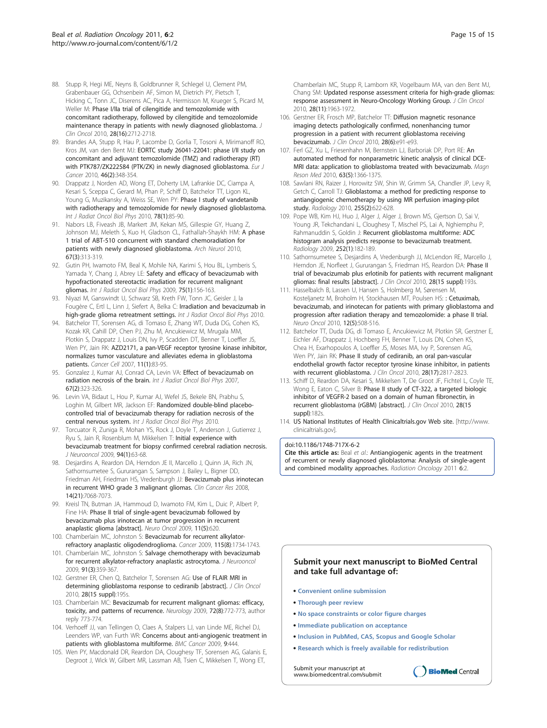88. Stupp R, Hegi ME, Neyns B, Goldbrunner R, Schlegel U, Clement PM, Grabenbauer GG, Ochsenbein AF, Simon M, Dietrich PY, Pietsch T, Hicking C, Tonn JC, Diserens AC, Pica A, Hermisson M, Krueger S, Picard M, Weller M: **Phase I/IIa trial of cilengitide and temozolomide with concomitant radiotherapy, followed by cilengitide and temozolomide maintenance therapy in patients with newly diagnosed glioblastoma.** *J Clin Oncol* 2010, **28(16)**:2712-2718.
89. Brandes AA, Stupp R, Hau P, Lacombe D, Gorlia T, Tosoni A, Mirimanoff RO, Kros JM, van den Bent MJ: **EORTC study 26041-22041: phase I/II study on concomitant and adjuvant temozolomide (TMZ) and radiotherapy (RT) with PTK787/ZK222584 (PTK/ZK) in newly diagnosed glioblastoma.** *Eur J Cancer* 2010, **46(2)**:348-354.
90. Drappatz J, Norden AD, Wong ET, Doherty LM, Lafrankie DC, Ciampa A, Kesari S, Sceppa C, Gerard M, Phan P, Schiff D, Batchelor TT, Ligon KL, Young G, Muzikansky A, Weiss SE, Wen PY: **Phase I study of vandetanib with radiotherapy and temozolomide for newly diagnosed glioblastoma.** *Int J Radiat Oncol Biol Phys* 2010, **78(1)**:85-90.
91. Nabors LB, Fiveash JB, Markert JM, Kekan MS, Gillespie GY, Huang Z, Johnson MJ, Meleth S, Kuo H, Gladson CL, Fathallah-Shaykh HM: **A phase 1 trial of ABT-510 concurrent with standard chemoradiation for patients with newly diagnosed glioblastoma.** *Arch Neurol* 2010, **67(3)**:313-319.
92. Gutin PH, Iwamoto FM, Beal K, Mohile NA, Karimi S, Hou BL, Lymberis S, Yamada Y, Chang J, Abrey LE: **Safety and efficacy of bevacizumab with hypofractionated stereotactic irradiation for recurrent malignant gliomas.** *Int J Radiat Oncol Biol Phys* 2009, **75(1)**:156-163.
93. Niyazi M, Ganswindt U, Schwarz SB, Kreth FW, Tonn JC, Geisler J, la Fougère C, Ertl L, Linn J, Siefert A, Belka C: **Irradiation and bevacizumab in high-grade glioma retreatment settings.** *Int J Radiat Oncol Biol Phys* 2010.
94. Batchelor TT, Sorensen AG, di Tomaso E, Zhang WT, Duda DG, Cohen KS, Kozak KR, Cahill DP, Chen PJ, Zhu M, Ancukiewicz M, Mrugala MM, Plotkin S, Drappatz J, Louis DN, Ivy P, Scadden DT, Benner T, Loeffler JS, Wen PY, Jain RK: **AZD2171, a pan-VEGF receptor tyrosine kinase inhibitor, normalizes tumor vasculature and alleviates edema in glioblastoma patients.** *Cancer Cell* 2007, **11(1)**:83-95.
95. Gonzalez J, Kumar AJ, Conrad CA, Levin VA: **Effect of bevacizumab on radiation necrosis of the brain.** *Int J Radiat Oncol Biol Phys* 2007, **67(2)**:323-326.
96. Levin VA, Bidaut L, Hou P, Kumar AJ, Wefel JS, Bekele BN, Prabhu S, Loghin M, Gilbert MR, Jackson EF: **Randomized double-blind placebo-controlled trial of bevacizumab therapy for radiation necrosis of the central nervous system.** *Int J Radiat Oncol Biol Phys* 2010.
97. Torcuator R, Zuniga R, Mohan YS, Rock J, Doyle T, Anderson J, Gutierrez J, Ryu S, Jain R, Rosenblum M, Mikkelsen T: **Initial experience with bevacizumab treatment for biopsy confirmed cerebral radiation necrosis.** *J Neurooncol* 2009, **94(1)**:63-68.
98. Desjardins A, Reardon DA, Herndon JE II, Marcello J, Quinn JA, Rich JN, Sathornsumetee S, Gururangan S, Sampson J, Bailey L, Bigner DD, Friedman AH, Friedman HS, Vredenburgh JJ: **Bevacizumab plus irinotecan in recurrent WHO grade 3 malignant gliomas.** *Clin Cancer Res* 2008, **14(21)**:7068-7073.
99. Kreisl TN, Butman JA, Hammoud D, Iwamoto FM, Kim L, Duic P, Albert P, Fine HA: **Phase II trial of single-agent bevacizumab followed by bevacizumab plus irinotecan at tumor progression in recurrent anaplastic glioma [abstract].** *Neuro Oncol* 2009, **11(5)**:620.
100. Chamberlain MC, Johnston S: **Bevacizumab for recurrent alkylator-refractory anaplastic oligodendroglioma.** *Cancer* 2009, **115(8)**:1734-1743.
101. Chamberlain MC, Johnston S: **Salvage chemotherapy with bevacizumab for recurrent alkylator-refractory anaplastic astrocytoma.** *J Neurooncol* 2009, **91(3)**:359-367.
102. Gerstner ER, Chen Q, Batchelor T, Sorensen AG: **Use of FLAIR MRI in determining glioblastoma response to cediranib [abstract].** *J Clin Oncol* 2010, **28(15 suppl)**:195s.
103. Chamberlain MC: **Bevacizumab for recurrent malignant gliomas: efficacy, toxicity, and patterns of recurrence.** *Neurology* 2009, **72(8)**:772-773, author reply 773-774.
104. Verhoeff JJ, van Tellingen O, Claes A, Stalpers LJ, van Linde ME, Richel DJ, Leenders WP, van Furth WR: **Concerns about anti-angiogenic treatment in patients with glioblastoma multiforme.** *BMC Cancer* 2009, **9**:444.
105. Wen PY, Macdonald DR, Reardon DA, Cloughesy TF, Sorensen AG, Galanis E, Degroot J, Wick W, Gilbert MR, Lassman AB, Tsien C, Mikkelsen T, Wong ET, Chamberlain MC, Stupp R, Lamborn KR, Vogelbaum MA, van den Bent MJ, Chang SM: **Updated response assessment criteria for high-grade gliomas: response assessment in Neuro-Oncology Working Group.** *J Clin Oncol* 2010, **28(11)**:1963-1972.
106. Gerstner ER, Frosch MP, Batchelor TT: **Diffusion magnetic resonance imaging detects pathologically confirmed, nonenhancing tumor progression in a patient with recurrent glioblastoma receiving bevacizumab.** *J Clin Oncol* 2010, **28(6)**:e91-e93.
107. Ferl GZ, Xu L, Friesenhahn M, Bernstein LJ, Barboriak DP, Port RE: **An automated method for nonparametric kinetic analysis of clinical DCE-MRI data: application to glioblastoma treated with bevacizumab.** *Magn Reson Med* 2010, **63(5)**:1366-1375.
108. Sawlani RN, Raizer J, Horowitz SW, Shin W, Grimm SA, Chandler JP, Levy R, Getch C, Carroll TJ: **Glioblastoma: a method for predicting response to antiangiogenic chemotherapy by using MR perfusion imaging-pilot study.** *Radiology* 2010, **255(2)**:622-628.
109. Pope WB, Kim HJ, Huo J, Alger J, Alger J, Brown MS, Gjertson D, Sai V, Young JR, Tekchandani L, Cloughesy T, Mischel PS, Lai A, Nghiemphu P, Rahmanuddin S, Goldin J: **Recurrent glioblastoma multiforme: ADC histogram analysis predicts response to bevacizumab treatment.** *Radiology* 2009, **252(1)**:182-189.
110. Sathornsumetee S, Desjardins A, Vredenburgh JJ, McLendon RE, Marcello J, Herndon JE, Norfleet J, Gururangan S, Friedman HS, Reardon DA: **Phase II trial of bevacizumab plus erlotinib for patients with recurrent malignant gliomas: final results [abstract].** *J Clin Oncol* 2010, **28(15 suppl)**:193s.
111. Hasselbalch B, Lassen U, Hansen S, Holmberg M, Sørensen M, Kosteljanetz M, Broholm H, Stockhausen MT, Poulsen HS: **: Cetuximab, bevacizumab, and irinotecan for patients with primary glioblastoma and progression after radiation therapy and temozolomide: a phase II trial.** *Neuro Oncol* 2010, **12(5)**:508-516.
112. Batchelor TT, Duda DG, di Tomaso E, Ancukiewicz M, Plotkin SR, Gerstner E, Eichler AF, Drappatz J, Hochberg FH, Benner T, Louis DN, Cohen KS, Chea H, Exarhopoulos A, Loeffler JS, Moses MA, Ivy P, Sorensen AG, Wen PY, Jain RK: **Phase II study of cediranib, an oral pan-vascular endothelial growth factor receptor tyrosine kinase inhibitor, in patients with recurrent glioblastoma.** *J Clin Oncol* 2010, **28(17)**:2817-2823.
113. Schiff D, Reardon DA, Kesari S, Mikkelsen T, De Groot JF, Fichtel L, Coyle TE, Wong E, Eaton C, Silver B: **Phase II study of CT-322, a targeted biologic inhibitor of VEGFR-2 based on a domain of human fibronectin, in recurrent glioblastoma (rGBM) [abstract].** *J Clin Oncol* 2010, **28(15 suppl)**:182s.
114. US National Institutes of Health Clinicaltrials.gov Web site. [http://www.clinicaltrials.gov].

doi:10.1186/1748-717X-6-2

**Cite this article as:** Beal *et al.*: Antiangiogenic agents in the treatment of recurrent or newly diagnosed glioblastoma: Analysis of single-agent and combined modality approaches. *Radiation Oncology* 2011 **6**:2.

**Submit your next manuscript to BioMed Central and take full advantage of:**

- **Convenient online submission**
- **Thorough peer review**
- **No space constraints or color figure charges**
- **Immediate publication on acceptance**
- **Inclusion in PubMed, CAS, Scopus and Google Scholar**
- **Research which is freely available for redistribution**

Submit your manuscript at www.biomedcentral.com/submit

BioMed Central